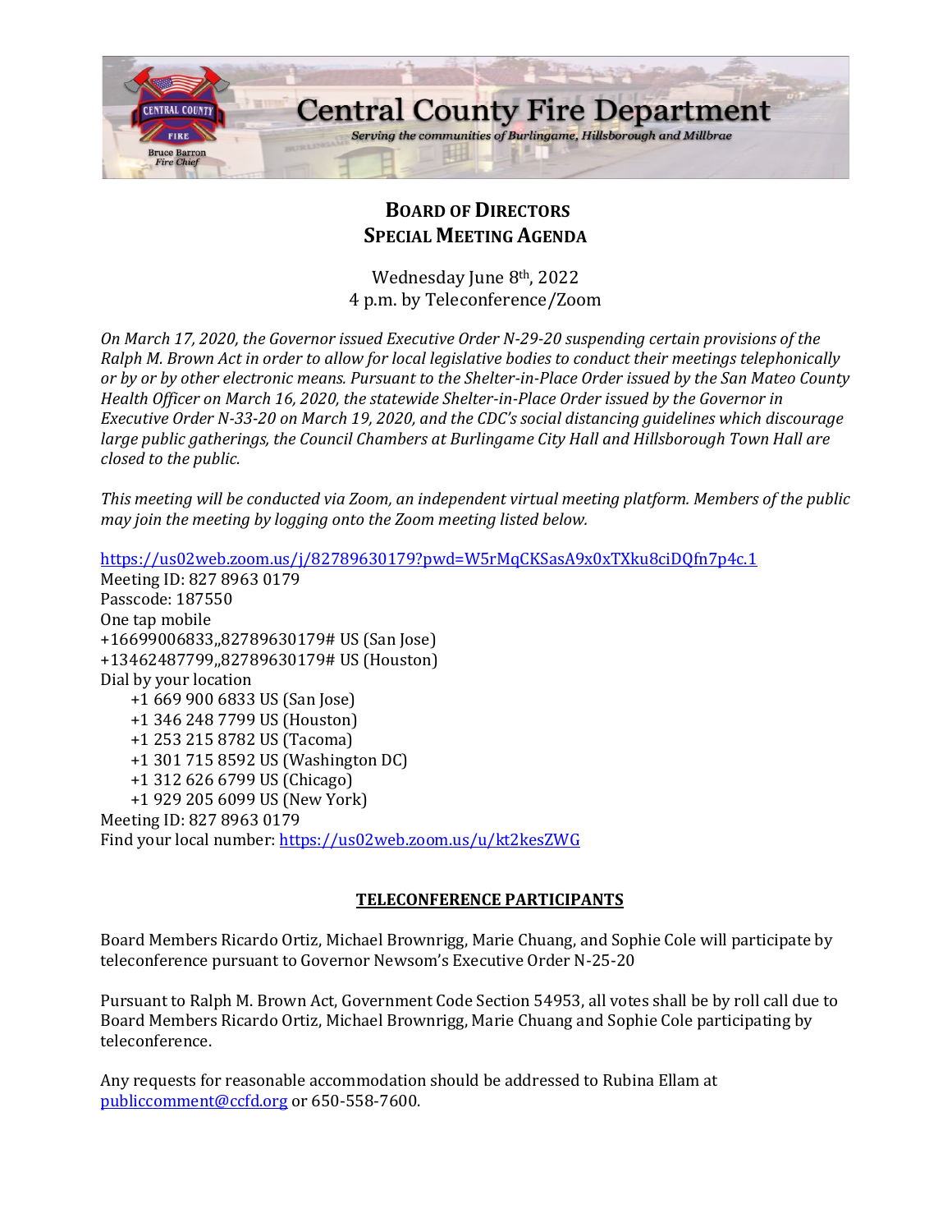Central County Fire Department

*Serving the communities of Burlingame, Hillsborough and Millbrae*

Bruce Barron
Fire Chief

# BOARD OF DIRECTORS
# SPECIAL MEETING AGENDA

Wednesday June 8th, 2022
4 p.m. by Teleconference/Zoom

*On March 17, 2020, the Governor issued Executive Order N-29-20 suspending certain provisions of the Ralph M. Brown Act in order to allow for local legislative bodies to conduct their meetings telephonically or by or by other electronic means. Pursuant to the Shelter-in-Place Order issued by the San Mateo County Health Officer on March 16, 2020, the statewide Shelter-in-Place Order issued by the Governor in Executive Order N-33-20 on March 19, 2020, and the CDC's social distancing guidelines which discourage large public gatherings, the Council Chambers at Burlingame City Hall and Hillsborough Town Hall are closed to the public.*

*This meeting will be conducted via Zoom, an independent virtual meeting platform. Members of the public may join the meeting by logging onto the Zoom meeting listed below.*

https://us02web.zoom.us/j/82789630179?pwd=W5rMqCKSasA9x0xTXku8ciDQfn7p4c.1
Meeting ID: 827 8963 0179
Passcode: 187550
One tap mobile
+16699006833,,82789630179# US (San Jose)
+13462487799,,82789630179# US (Houston)
Dial by your location
- +1 669 900 6833 US (San Jose)
- +1 346 248 7799 US (Houston)
- +1 253 215 8782 US (Tacoma)
- +1 301 715 8592 US (Washington DC)
- +1 312 626 6799 US (Chicago)
- +1 929 205 6099 US (New York)

Meeting ID: 827 8963 0179
Find your local number: https://us02web.zoom.us/u/kt2kesZWG

## TELECONFERENCE PARTICIPANTS

Board Members Ricardo Ortiz, Michael Brownrigg, Marie Chuang, and Sophie Cole will participate by teleconference pursuant to Governor Newsom's Executive Order N-25-20

Pursuant to Ralph M. Brown Act, Government Code Section 54953, all votes shall be by roll call due to Board Members Ricardo Ortiz, Michael Brownrigg, Marie Chuang and Sophie Cole participating by teleconference.

Any requests for reasonable accommodation should be addressed to Rubina Ellam at publiccomment@ccfd.org or 650-558-7600.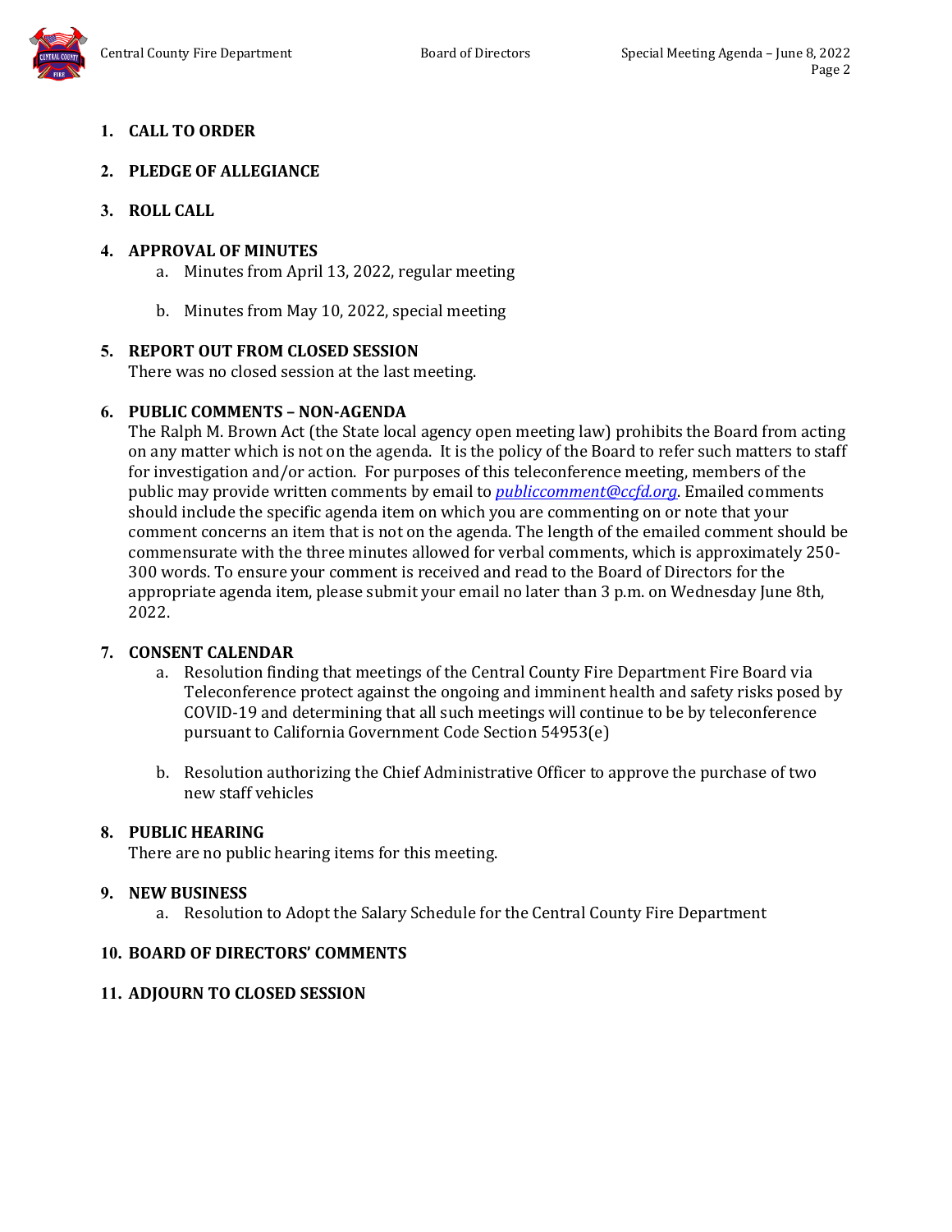1. **CALL TO ORDER**

2. **PLEDGE OF ALLEGIANCE**

3. **ROLL CALL**

4. **APPROVAL OF MINUTES**
   a. Minutes from April 13, 2022, regular meeting

   b. Minutes from May 10, 2022, special meeting

5. **REPORT OUT FROM CLOSED SESSION**
   There was no closed session at the last meeting.

6. **PUBLIC COMMENTS – NON-AGENDA**
   The Ralph M. Brown Act (the State local agency open meeting law) prohibits the Board from acting on any matter which is not on the agenda. It is the policy of the Board to refer such matters to staff for investigation and/or action. For purposes of this teleconference meeting, members of the public may provide written comments by email to *publiccomment@ccfd.org*. Emailed comments should include the specific agenda item on which you are commenting on or note that your comment concerns an item that is not on the agenda. The length of the emailed comment should be commensurate with the three minutes allowed for verbal comments, which is approximately 250-300 words. To ensure your comment is received and read to the Board of Directors for the appropriate agenda item, please submit your email no later than 3 p.m. on Wednesday June 8th, 2022.

7. **CONSENT CALENDAR**
   a. Resolution finding that meetings of the Central County Fire Department Fire Board via Teleconference protect against the ongoing and imminent health and safety risks posed by COVID-19 and determining that all such meetings will continue to be by teleconference pursuant to California Government Code Section 54953(e)

   b. Resolution authorizing the Chief Administrative Officer to approve the purchase of two new staff vehicles

8. **PUBLIC HEARING**
   There are no public hearing items for this meeting.

9. **NEW BUSINESS**
   a. Resolution to Adopt the Salary Schedule for the Central County Fire Department

10. **BOARD OF DIRECTORS' COMMENTS**

11. **ADJOURN TO CLOSED SESSION**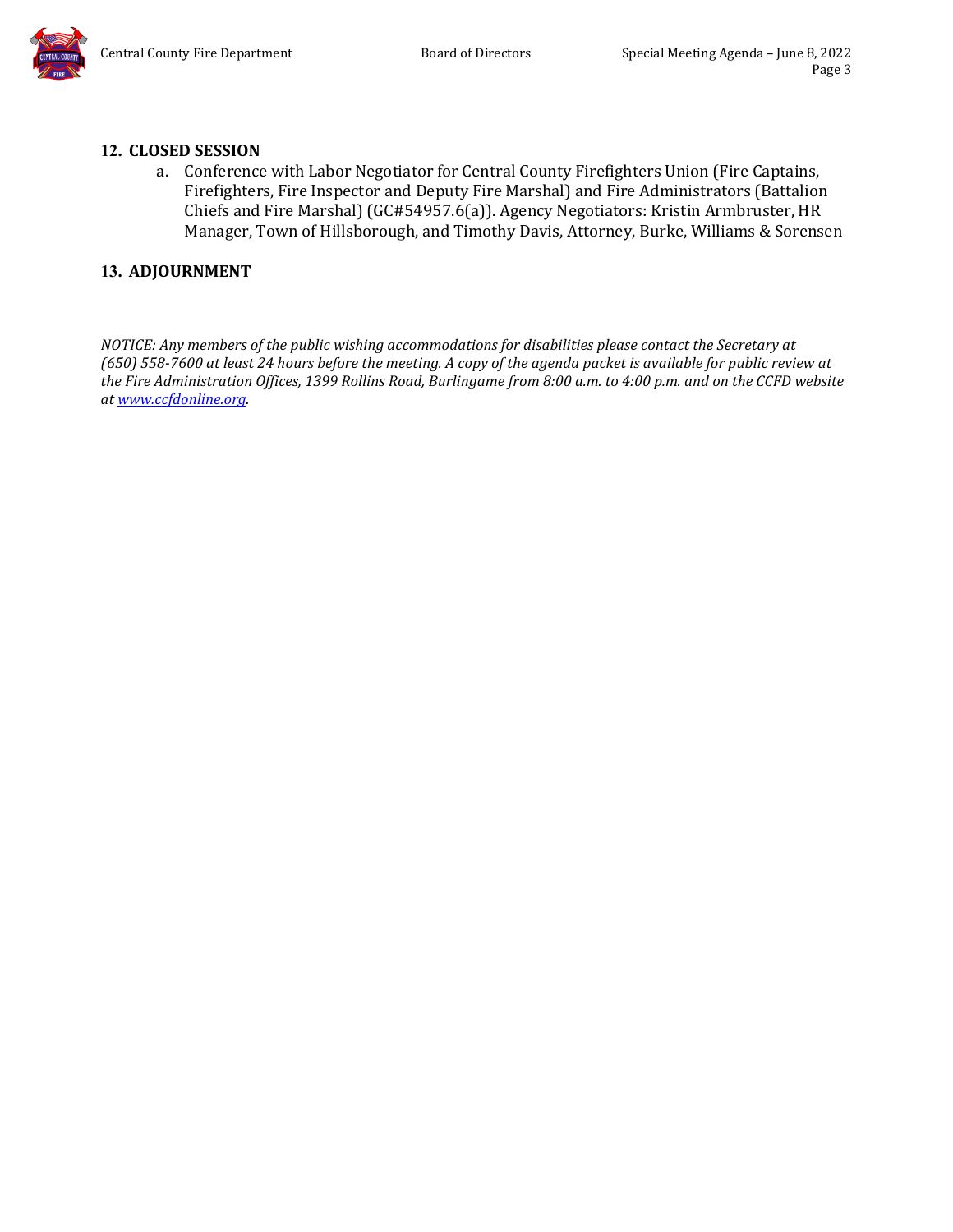## 12. CLOSED SESSION

a. Conference with Labor Negotiator for Central County Firefighters Union (Fire Captains, Firefighters, Fire Inspector and Deputy Fire Marshal) and Fire Administrators (Battalion Chiefs and Fire Marshal) (GC#54957.6(a)). Agency Negotiators: Kristin Armbruster, HR Manager, Town of Hillsborough, and Timothy Davis, Attorney, Burke, Williams & Sorensen

## 13. ADJOURNMENT

*NOTICE: Any members of the public wishing accommodations for disabilities please contact the Secretary at (650) 558-7600 at least 24 hours before the meeting. A copy of the agenda packet is available for public review at the Fire Administration Offices, 1399 Rollins Road, Burlingame from 8:00 a.m. to 4:00 p.m. and on the CCFD website at [www.ccfdonline.org](http://www.ccfdonline.org).*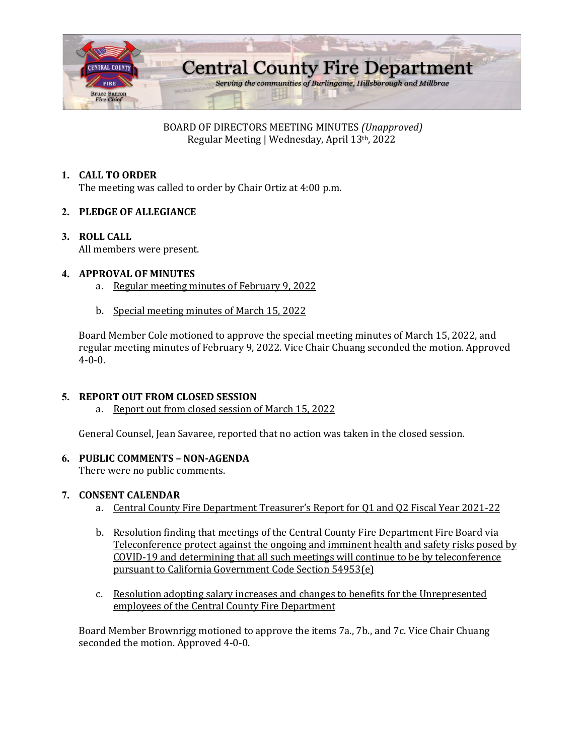# Central County Fire Department

*Serving the communities of Burlingame, Hillsborough and Millbrae*

Bruce Barron
*Fire Chief*

BOARD OF DIRECTORS MEETING MINUTES *(Unapproved)*
Regular Meeting | Wednesday, April 13th, 2022

1. **CALL TO ORDER**
   The meeting was called to order by Chair Ortiz at 4:00 p.m.

2. **PLEDGE OF ALLEGIANCE**

3. **ROLL CALL**
   All members were present.

4. **APPROVAL OF MINUTES**
   a. Regular meeting minutes of February 9, 2022

   b. Special meeting minutes of March 15, 2022

   Board Member Cole motioned to approve the special meeting minutes of March 15, 2022, and regular meeting minutes of February 9, 2022. Vice Chair Chuang seconded the motion. Approved 4-0-0.

5. **REPORT OUT FROM CLOSED SESSION**
   a. Report out from closed session of March 15, 2022

   General Counsel, Jean Savaree, reported that no action was taken in the closed session.

6. **PUBLIC COMMENTS – NON-AGENDA**
   There were no public comments.

7. **CONSENT CALENDAR**
   a. Central County Fire Department Treasurer's Report for Q1 and Q2 Fiscal Year 2021-22

   b. Resolution finding that meetings of the Central County Fire Department Fire Board via Teleconference protect against the ongoing and imminent health and safety risks posed by COVID-19 and determining that all such meetings will continue to be by teleconference pursuant to California Government Code Section 54953(e)

   c. Resolution adopting salary increases and changes to benefits for the Unrepresented employees of the Central County Fire Department

   Board Member Brownrigg motioned to approve the items 7a., 7b., and 7c. Vice Chair Chuang seconded the motion. Approved 4-0-0.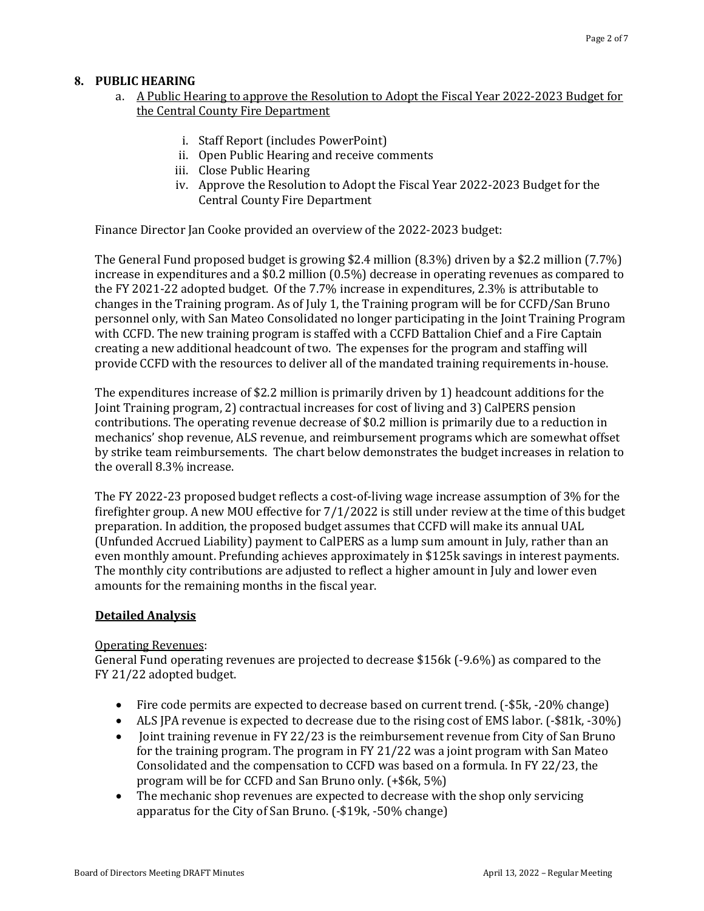## 8. PUBLIC HEARING

a. A Public Hearing to approve the Resolution to Adopt the Fiscal Year 2022-2023 Budget for the Central County Fire Department

   i. Staff Report (includes PowerPoint)
   ii. Open Public Hearing and receive comments
   iii. Close Public Hearing
   iv. Approve the Resolution to Adopt the Fiscal Year 2022-2023 Budget for the Central County Fire Department

Finance Director Jan Cooke provided an overview of the 2022-2023 budget:

The General Fund proposed budget is growing $2.4 million (8.3%) driven by a $2.2 million (7.7%) increase in expenditures and a $0.2 million (0.5%) decrease in operating revenues as compared to the FY 2021-22 adopted budget. Of the 7.7% increase in expenditures, 2.3% is attributable to changes in the Training program. As of July 1, the Training program will be for CCFD/San Bruno personnel only, with San Mateo Consolidated no longer participating in the Joint Training Program with CCFD. The new training program is staffed with a CCFD Battalion Chief and a Fire Captain creating a new additional headcount of two. The expenses for the program and staffing will provide CCFD with the resources to deliver all of the mandated training requirements in-house.

The expenditures increase of $2.2 million is primarily driven by 1) headcount additions for the Joint Training program, 2) contractual increases for cost of living and 3) CalPERS pension contributions. The operating revenue decrease of $0.2 million is primarily due to a reduction in mechanics' shop revenue, ALS revenue, and reimbursement programs which are somewhat offset by strike team reimbursements. The chart below demonstrates the budget increases in relation to the overall 8.3% increase.

The FY 2022-23 proposed budget reflects a cost-of-living wage increase assumption of 3% for the firefighter group. A new MOU effective for 7/1/2022 is still under review at the time of this budget preparation. In addition, the proposed budget assumes that CCFD will make its annual UAL (Unfunded Accrued Liability) payment to CalPERS as a lump sum amount in July, rather than an even monthly amount. Prefunding achieves approximately in $125k savings in interest payments. The monthly city contributions are adjusted to reflect a higher amount in July and lower even amounts for the remaining months in the fiscal year.

**Detailed Analysis**

Operating Revenues:
General Fund operating revenues are projected to decrease $156k (-9.6%) as compared to the FY 21/22 adopted budget.

- Fire code permits are expected to decrease based on current trend. (-$5k, -20% change)
- ALS JPA revenue is expected to decrease due to the rising cost of EMS labor. (-$81k, -30%)
- Joint training revenue in FY 22/23 is the reimbursement revenue from City of San Bruno for the training program. The program in FY 21/22 was a joint program with San Mateo Consolidated and the compensation to CCFD was based on a formula. In FY 22/23, the program will be for CCFD and San Bruno only. (+$6k, 5%)
- The mechanic shop revenues are expected to decrease with the shop only servicing apparatus for the City of San Bruno. (-$19k, -50% change)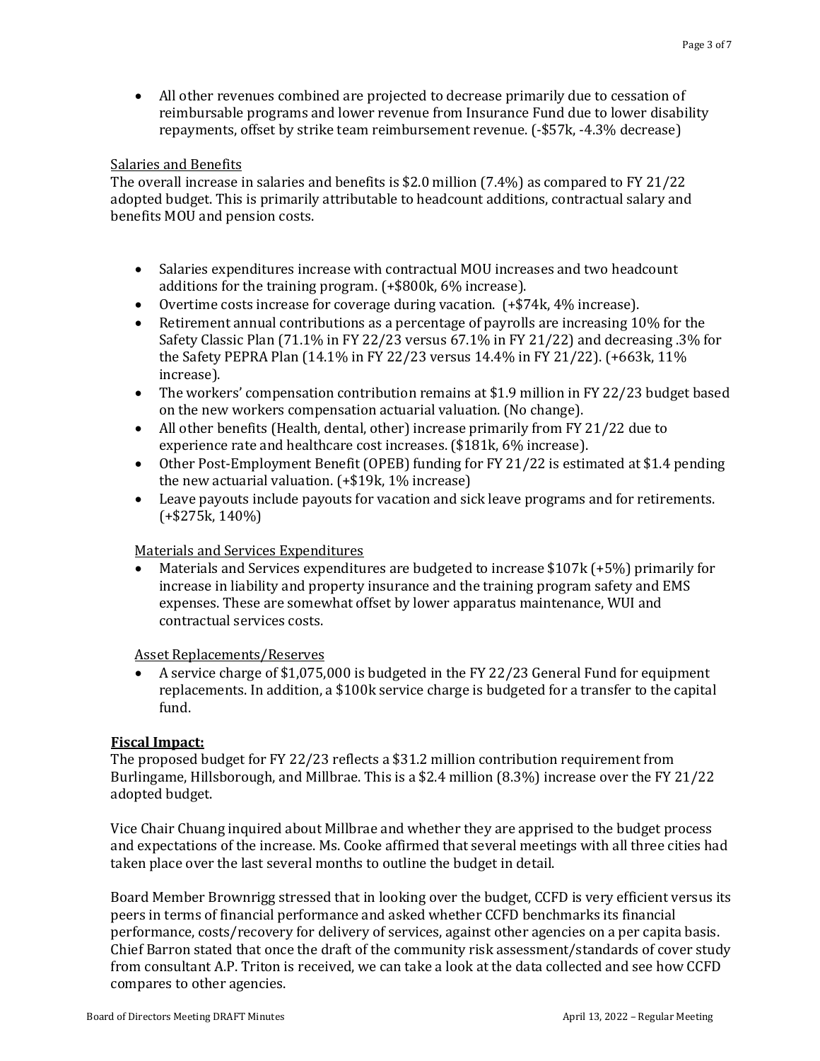- All other revenues combined are projected to decrease primarily due to cessation of reimbursable programs and lower revenue from Insurance Fund due to lower disability repayments, offset by strike team reimbursement revenue. (-$57k, -4.3% decrease)

Salaries and Benefits

The overall increase in salaries and benefits is $2.0 million (7.4%) as compared to FY 21/22 adopted budget. This is primarily attributable to headcount additions, contractual salary and benefits MOU and pension costs.

- Salaries expenditures increase with contractual MOU increases and two headcount additions for the training program. (+$800k, 6% increase).
- Overtime costs increase for coverage during vacation. (+$74k, 4% increase).
- Retirement annual contributions as a percentage of payrolls are increasing 10% for the Safety Classic Plan (71.1% in FY 22/23 versus 67.1% in FY 21/22) and decreasing .3% for the Safety PEPRA Plan (14.1% in FY 22/23 versus 14.4% in FY 21/22). (+663k, 11% increase).
- The workers' compensation contribution remains at $1.9 million in FY 22/23 budget based on the new workers compensation actuarial valuation. (No change).
- All other benefits (Health, dental, other) increase primarily from FY 21/22 due to experience rate and healthcare cost increases. ($181k, 6% increase).
- Other Post-Employment Benefit (OPEB) funding for FY 21/22 is estimated at $1.4 pending the new actuarial valuation. (+$19k, 1% increase)
- Leave payouts include payouts for vacation and sick leave programs and for retirements. (+$275k, 140%)

Materials and Services Expenditures

- Materials and Services expenditures are budgeted to increase $107k (+5%) primarily for increase in liability and property insurance and the training program safety and EMS expenses. These are somewhat offset by lower apparatus maintenance, WUI and contractual services costs.

Asset Replacements/Reserves

- A service charge of $1,075,000 is budgeted in the FY 22/23 General Fund for equipment replacements. In addition, a $100k service charge is budgeted for a transfer to the capital fund.

**Fiscal Impact:**

The proposed budget for FY 22/23 reflects a $31.2 million contribution requirement from Burlingame, Hillsborough, and Millbrae. This is a $2.4 million (8.3%) increase over the FY 21/22 adopted budget.

Vice Chair Chuang inquired about Millbrae and whether they are apprised to the budget process and expectations of the increase. Ms. Cooke affirmed that several meetings with all three cities had taken place over the last several months to outline the budget in detail.

Board Member Brownrigg stressed that in looking over the budget, CCFD is very efficient versus its peers in terms of financial performance and asked whether CCFD benchmarks its financial performance, costs/recovery for delivery of services, against other agencies on a per capita basis. Chief Barron stated that once the draft of the community risk assessment/standards of cover study from consultant A.P. Triton is received, we can take a look at the data collected and see how CCFD compares to other agencies.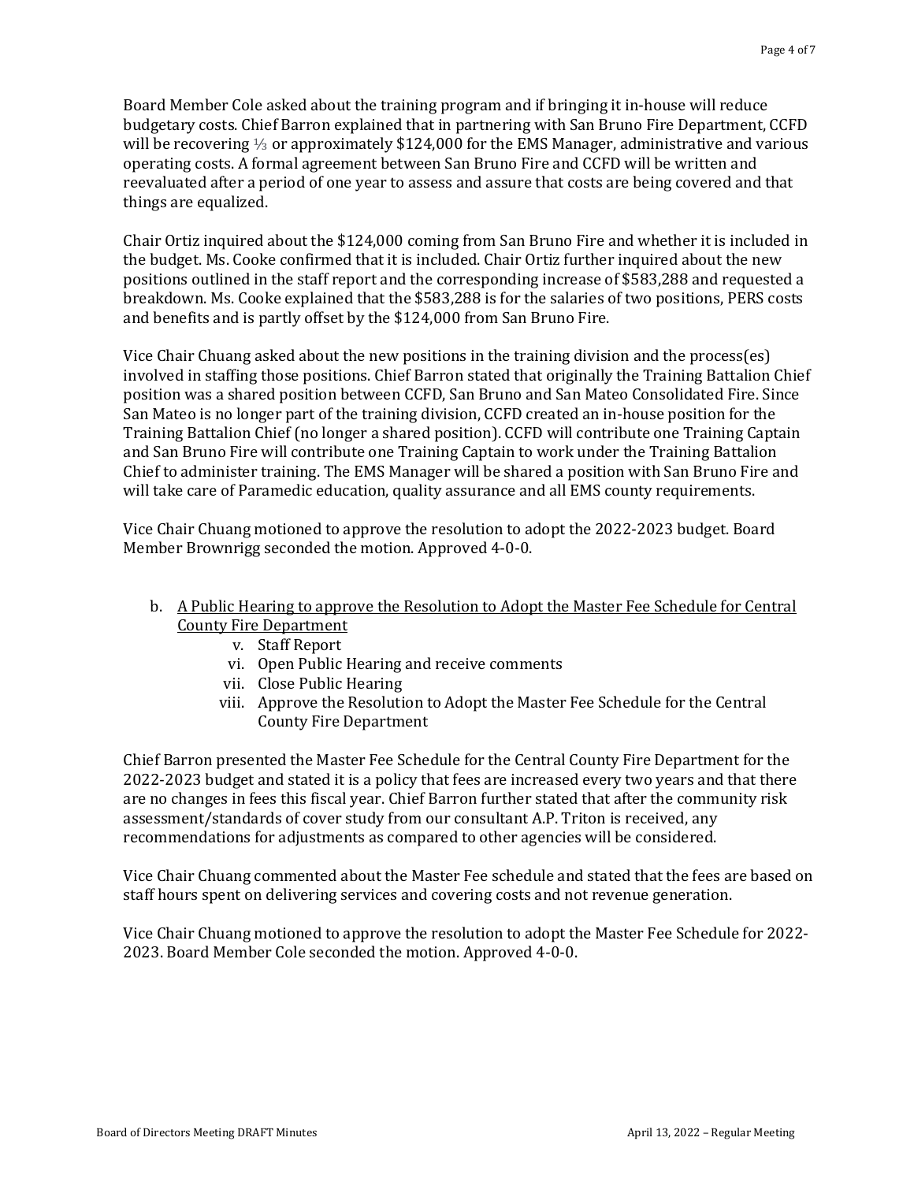Board Member Cole asked about the training program and if bringing it in-house will reduce budgetary costs. Chief Barron explained that in partnering with San Bruno Fire Department, CCFD will be recovering ⅓ or approximately $124,000 for the EMS Manager, administrative and various operating costs. A formal agreement between San Bruno Fire and CCFD will be written and reevaluated after a period of one year to assess and assure that costs are being covered and that things are equalized.

Chair Ortiz inquired about the $124,000 coming from San Bruno Fire and whether it is included in the budget. Ms. Cooke confirmed that it is included. Chair Ortiz further inquired about the new positions outlined in the staff report and the corresponding increase of $583,288 and requested a breakdown. Ms. Cooke explained that the $583,288 is for the salaries of two positions, PERS costs and benefits and is partly offset by the $124,000 from San Bruno Fire.

Vice Chair Chuang asked about the new positions in the training division and the process(es) involved in staffing those positions. Chief Barron stated that originally the Training Battalion Chief position was a shared position between CCFD, San Bruno and San Mateo Consolidated Fire. Since San Mateo is no longer part of the training division, CCFD created an in-house position for the Training Battalion Chief (no longer a shared position). CCFD will contribute one Training Captain and San Bruno Fire will contribute one Training Captain to work under the Training Battalion Chief to administer training. The EMS Manager will be shared a position with San Bruno Fire and will take care of Paramedic education, quality assurance and all EMS county requirements.

Vice Chair Chuang motioned to approve the resolution to adopt the 2022-2023 budget. Board Member Brownrigg seconded the motion. Approved 4-0-0.

b. <u>A Public Hearing to approve the Resolution to Adopt the Master Fee Schedule for Central County Fire Department</u>
    v. Staff Report
    vi. Open Public Hearing and receive comments
    vii. Close Public Hearing
    viii. Approve the Resolution to Adopt the Master Fee Schedule for the Central County Fire Department

Chief Barron presented the Master Fee Schedule for the Central County Fire Department for the 2022-2023 budget and stated it is a policy that fees are increased every two years and that there are no changes in fees this fiscal year. Chief Barron further stated that after the community risk assessment/standards of cover study from our consultant A.P. Triton is received, any recommendations for adjustments as compared to other agencies will be considered.

Vice Chair Chuang commented about the Master Fee schedule and stated that the fees are based on staff hours spent on delivering services and covering costs and not revenue generation.

Vice Chair Chuang motioned to approve the resolution to adopt the Master Fee Schedule for 2022-2023. Board Member Cole seconded the motion. Approved 4-0-0.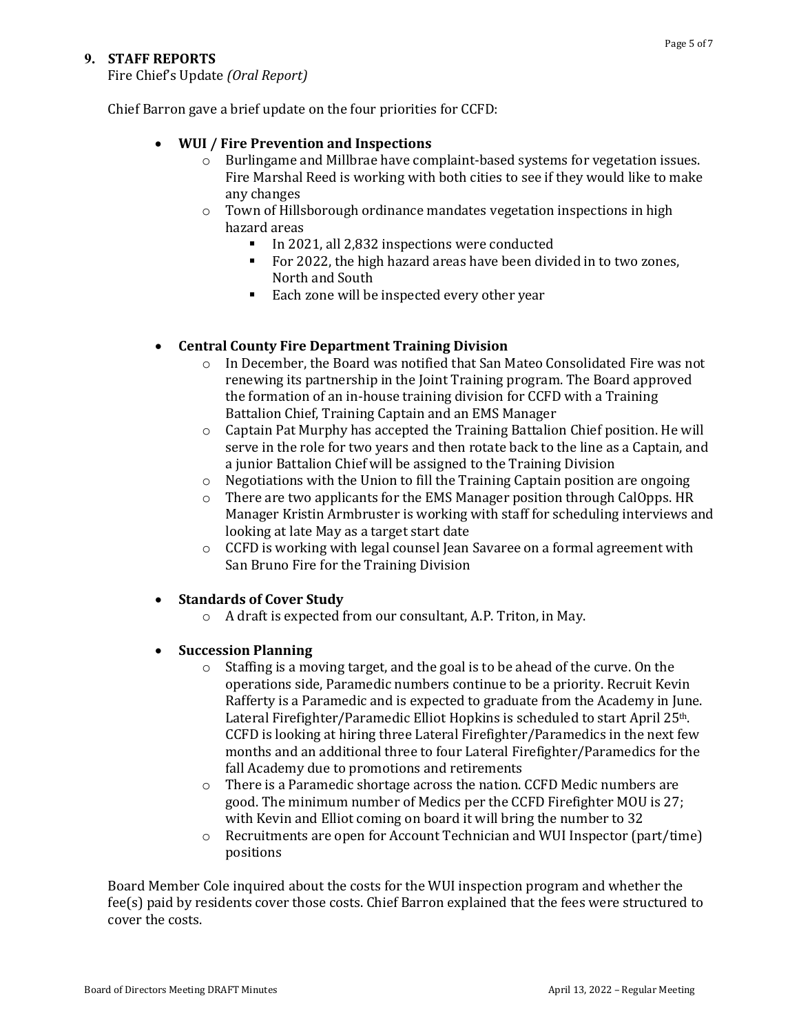## 9. STAFF REPORTS

Fire Chief's Update *(Oral Report)*

Chief Barron gave a brief update on the four priorities for CCFD:

- **WUI / Fire Prevention and Inspections**
  - Burlingame and Millbrae have complaint-based systems for vegetation issues. Fire Marshal Reed is working with both cities to see if they would like to make any changes
  - Town of Hillsborough ordinance mandates vegetation inspections in high hazard areas
    - In 2021, all 2,832 inspections were conducted
    - For 2022, the high hazard areas have been divided in to two zones, North and South
    - Each zone will be inspected every other year

- **Central County Fire Department Training Division**
  - In December, the Board was notified that San Mateo Consolidated Fire was not renewing its partnership in the Joint Training program. The Board approved the formation of an in-house training division for CCFD with a Training Battalion Chief, Training Captain and an EMS Manager
  - Captain Pat Murphy has accepted the Training Battalion Chief position. He will serve in the role for two years and then rotate back to the line as a Captain, and a junior Battalion Chief will be assigned to the Training Division
  - Negotiations with the Union to fill the Training Captain position are ongoing
  - There are two applicants for the EMS Manager position through CalOpps. HR Manager Kristin Armbruster is working with staff for scheduling interviews and looking at late May as a target start date
  - CCFD is working with legal counsel Jean Savaree on a formal agreement with San Bruno Fire for the Training Division

- **Standards of Cover Study**
  - A draft is expected from our consultant, A.P. Triton, in May.

- **Succession Planning**
  - Staffing is a moving target, and the goal is to be ahead of the curve. On the operations side, Paramedic numbers continue to be a priority. Recruit Kevin Rafferty is a Paramedic and is expected to graduate from the Academy in June. Lateral Firefighter/Paramedic Elliot Hopkins is scheduled to start April 25th. CCFD is looking at hiring three Lateral Firefighter/Paramedics in the next few months and an additional three to four Lateral Firefighter/Paramedics for the fall Academy due to promotions and retirements
  - There is a Paramedic shortage across the nation. CCFD Medic numbers are good. The minimum number of Medics per the CCFD Firefighter MOU is 27; with Kevin and Elliot coming on board it will bring the number to 32
  - Recruitments are open for Account Technician and WUI Inspector (part/time) positions

Board Member Cole inquired about the costs for the WUI inspection program and whether the fee(s) paid by residents cover those costs. Chief Barron explained that the fees were structured to cover the costs.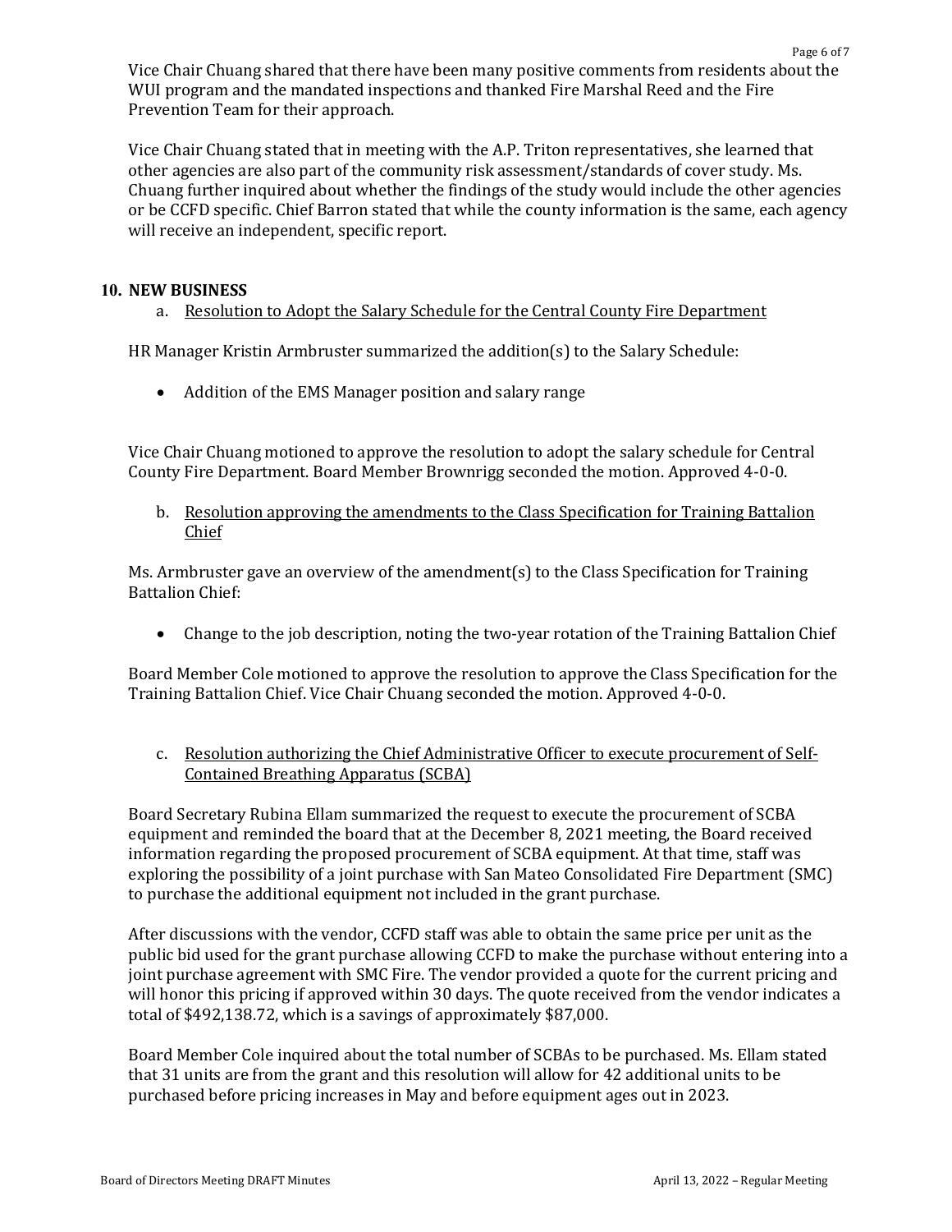Vice Chair Chuang shared that there have been many positive comments from residents about the WUI program and the mandated inspections and thanked Fire Marshal Reed and the Fire Prevention Team for their approach.

Vice Chair Chuang stated that in meeting with the A.P. Triton representatives, she learned that other agencies are also part of the community risk assessment/standards of cover study. Ms. Chuang further inquired about whether the findings of the study would include the other agencies or be CCFD specific. Chief Barron stated that while the county information is the same, each agency will receive an independent, specific report.

**10. NEW BUSINESS**

a. Resolution to Adopt the Salary Schedule for the Central County Fire Department

HR Manager Kristin Armbruster summarized the addition(s) to the Salary Schedule:

- Addition of the EMS Manager position and salary range

Vice Chair Chuang motioned to approve the resolution to adopt the salary schedule for Central County Fire Department. Board Member Brownrigg seconded the motion. Approved 4-0-0.

b. Resolution approving the amendments to the Class Specification for Training Battalion Chief

Ms. Armbruster gave an overview of the amendment(s) to the Class Specification for Training Battalion Chief:

- Change to the job description, noting the two-year rotation of the Training Battalion Chief

Board Member Cole motioned to approve the resolution to approve the Class Specification for the Training Battalion Chief. Vice Chair Chuang seconded the motion. Approved 4-0-0.

c. Resolution authorizing the Chief Administrative Officer to execute procurement of Self-Contained Breathing Apparatus (SCBA)

Board Secretary Rubina Ellam summarized the request to execute the procurement of SCBA equipment and reminded the board that at the December 8, 2021 meeting, the Board received information regarding the proposed procurement of SCBA equipment. At that time, staff was exploring the possibility of a joint purchase with San Mateo Consolidated Fire Department (SMC) to purchase the additional equipment not included in the grant purchase.

After discussions with the vendor, CCFD staff was able to obtain the same price per unit as the public bid used for the grant purchase allowing CCFD to make the purchase without entering into a joint purchase agreement with SMC Fire. The vendor provided a quote for the current pricing and will honor this pricing if approved within 30 days. The quote received from the vendor indicates a total of $492,138.72, which is a savings of approximately $87,000.

Board Member Cole inquired about the total number of SCBAs to be purchased. Ms. Ellam stated that 31 units are from the grant and this resolution will allow for 42 additional units to be purchased before pricing increases in May and before equipment ages out in 2023.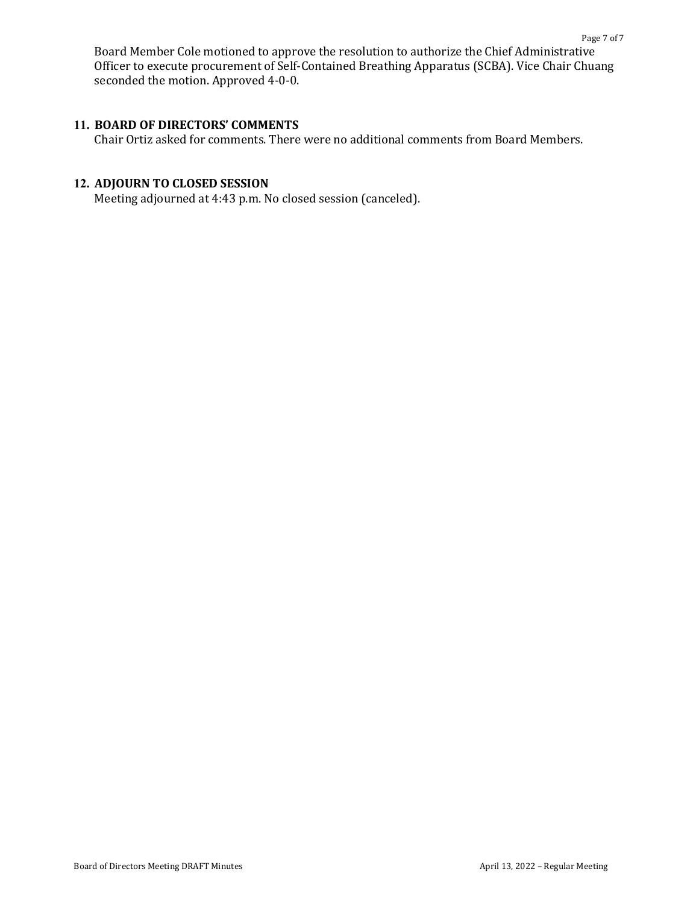Board Member Cole motioned to approve the resolution to authorize the Chief Administrative Officer to execute procurement of Self-Contained Breathing Apparatus (SCBA). Vice Chair Chuang seconded the motion. Approved 4-0-0.

## 11. BOARD OF DIRECTORS' COMMENTS

Chair Ortiz asked for comments. There were no additional comments from Board Members.

## 12. ADJOURN TO CLOSED SESSION

Meeting adjourned at 4:43 p.m. No closed session (canceled).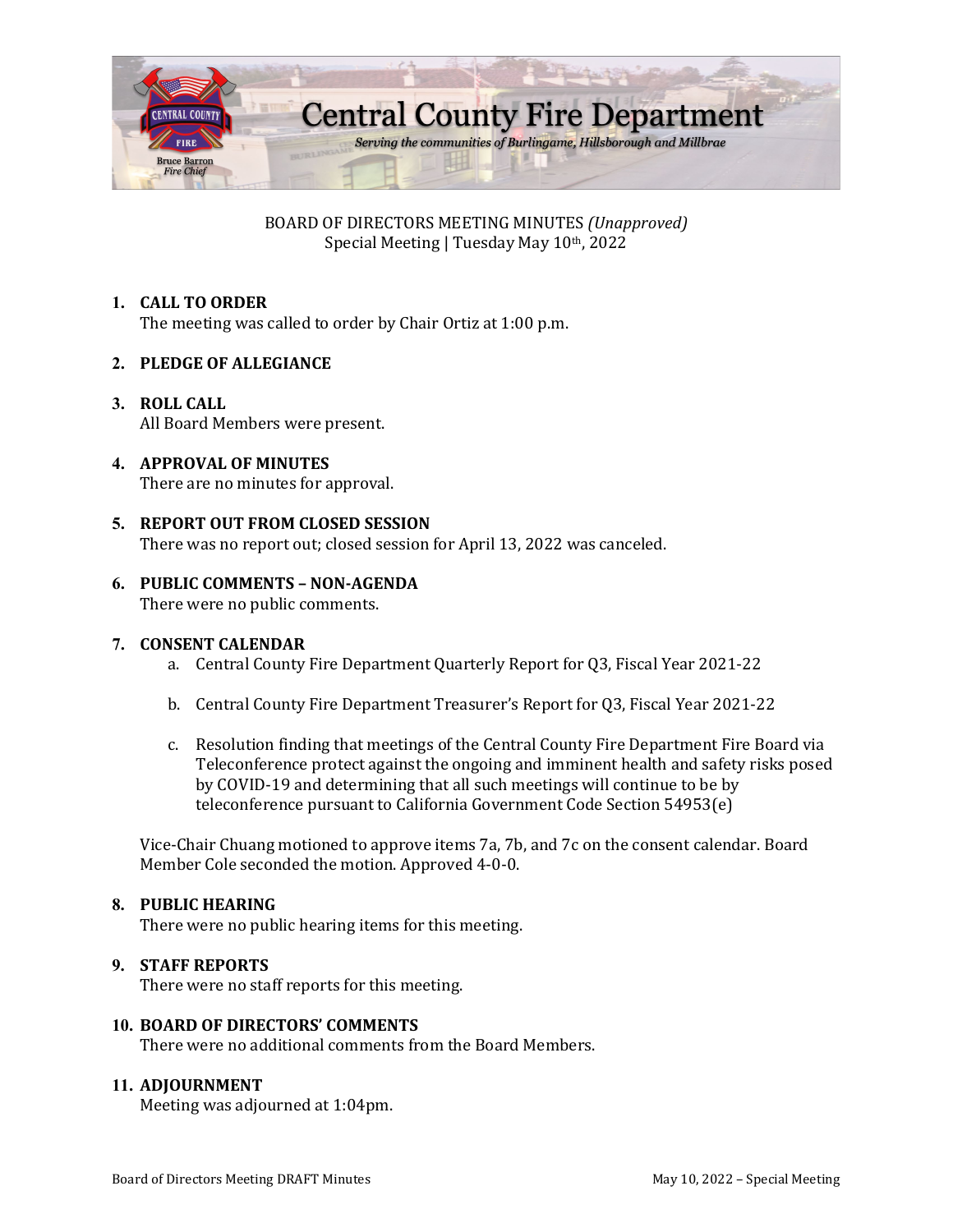# Central County Fire Department

*Serving the communities of Burlingame, Hillsborough and Millbrae*

Bruce Barron
*Fire Chief*

BOARD OF DIRECTORS MEETING MINUTES *(Unapproved)*
Special Meeting | Tuesday May 10th, 2022

1. **CALL TO ORDER**
   The meeting was called to order by Chair Ortiz at 1:00 p.m.

2. **PLEDGE OF ALLEGIANCE**

3. **ROLL CALL**
   All Board Members were present.

4. **APPROVAL OF MINUTES**
   There are no minutes for approval.

5. **REPORT OUT FROM CLOSED SESSION**
   There was no report out; closed session for April 13, 2022 was canceled.

6. **PUBLIC COMMENTS – NON-AGENDA**
   There were no public comments.

7. **CONSENT CALENDAR**
   a. Central County Fire Department Quarterly Report for Q3, Fiscal Year 2021-22

   b. Central County Fire Department Treasurer's Report for Q3, Fiscal Year 2021-22

   c. Resolution finding that meetings of the Central County Fire Department Fire Board via Teleconference protect against the ongoing and imminent health and safety risks posed by COVID-19 and determining that all such meetings will continue to be by teleconference pursuant to California Government Code Section 54953(e)

   Vice-Chair Chuang motioned to approve items 7a, 7b, and 7c on the consent calendar. Board Member Cole seconded the motion. Approved 4-0-0.

8. **PUBLIC HEARING**
   There were no public hearing items for this meeting.

9. **STAFF REPORTS**
   There were no staff reports for this meeting.

10. **BOARD OF DIRECTORS' COMMENTS**
    There were no additional comments from the Board Members.

11. **ADJOURNMENT**
    Meeting was adjourned at 1:04pm.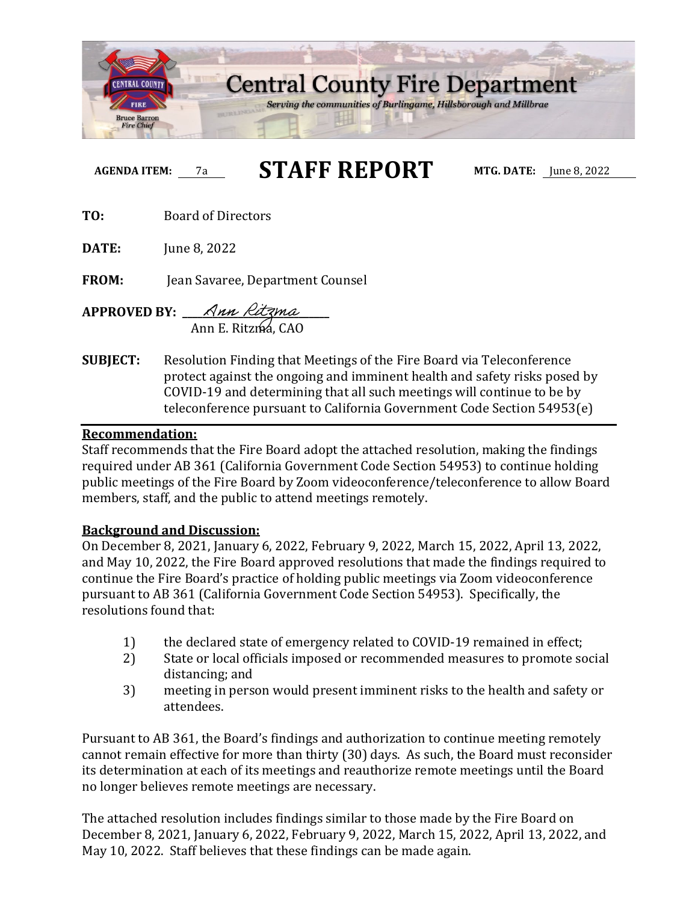# Central County Fire Department

*Serving the communities of Burlingame, Hillsborough and Millbrae*

Bruce Barron
*Fire Chief*

**AGENDA ITEM:** 7a

# STAFF REPORT

**MTG. DATE:** June 8, 2022

**TO:** Board of Directors

**DATE:** June 8, 2022

**FROM:** Jean Savaree, Department Counsel

**APPROVED BY:** *Ann Ritzma*
Ann E. Ritzma, CAO

**SUBJECT:** Resolution Finding that Meetings of the Fire Board via Teleconference protect against the ongoing and imminent health and safety risks posed by COVID-19 and determining that all such meetings will continue to be by teleconference pursuant to California Government Code Section 54953(e)

**Recommendation:**

Staff recommends that the Fire Board adopt the attached resolution, making the findings required under AB 361 (California Government Code Section 54953) to continue holding public meetings of the Fire Board by Zoom videoconference/teleconference to allow Board members, staff, and the public to attend meetings remotely.

**Background and Discussion:**

On December 8, 2021, January 6, 2022, February 9, 2022, March 15, 2022, April 13, 2022, and May 10, 2022, the Fire Board approved resolutions that made the findings required to continue the Fire Board's practice of holding public meetings via Zoom videoconference pursuant to AB 361 (California Government Code Section 54953). Specifically, the resolutions found that:

1) the declared state of emergency related to COVID-19 remained in effect;
2) State or local officials imposed or recommended measures to promote social distancing; and
3) meeting in person would present imminent risks to the health and safety or attendees.

Pursuant to AB 361, the Board's findings and authorization to continue meeting remotely cannot remain effective for more than thirty (30) days. As such, the Board must reconsider its determination at each of its meetings and reauthorize remote meetings until the Board no longer believes remote meetings are necessary.

The attached resolution includes findings similar to those made by the Fire Board on December 8, 2021, January 6, 2022, February 9, 2022, March 15, 2022, April 13, 2022, and May 10, 2022. Staff believes that these findings can be made again.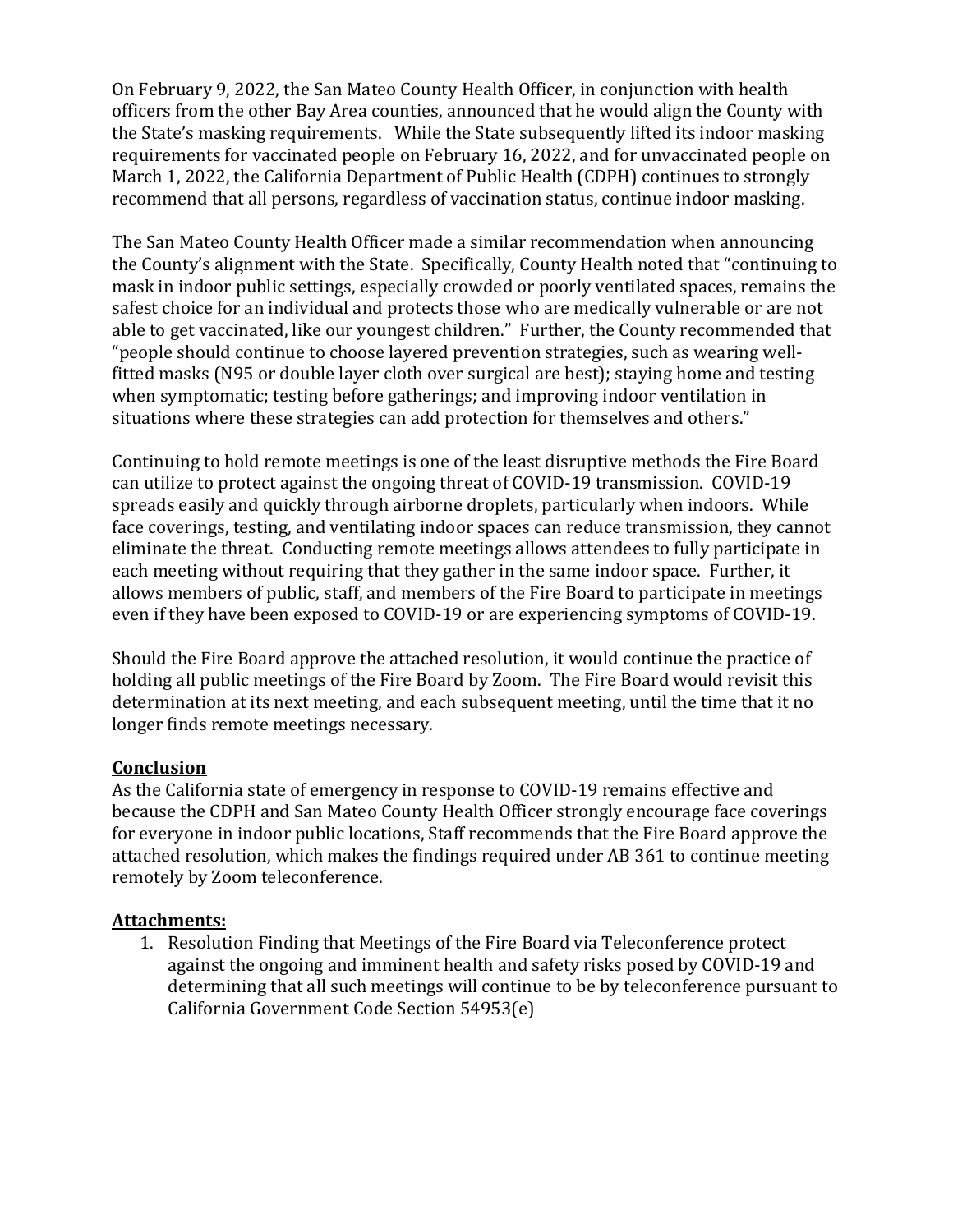On February 9, 2022, the San Mateo County Health Officer, in conjunction with health officers from the other Bay Area counties, announced that he would align the County with the State's masking requirements. While the State subsequently lifted its indoor masking requirements for vaccinated people on February 16, 2022, and for unvaccinated people on March 1, 2022, the California Department of Public Health (CDPH) continues to strongly recommend that all persons, regardless of vaccination status, continue indoor masking.

The San Mateo County Health Officer made a similar recommendation when announcing the County's alignment with the State. Specifically, County Health noted that "continuing to mask in indoor public settings, especially crowded or poorly ventilated spaces, remains the safest choice for an individual and protects those who are medically vulnerable or are not able to get vaccinated, like our youngest children." Further, the County recommended that "people should continue to choose layered prevention strategies, such as wearing well-fitted masks (N95 or double layer cloth over surgical are best); staying home and testing when symptomatic; testing before gatherings; and improving indoor ventilation in situations where these strategies can add protection for themselves and others."

Continuing to hold remote meetings is one of the least disruptive methods the Fire Board can utilize to protect against the ongoing threat of COVID-19 transmission. COVID-19 spreads easily and quickly through airborne droplets, particularly when indoors. While face coverings, testing, and ventilating indoor spaces can reduce transmission, they cannot eliminate the threat. Conducting remote meetings allows attendees to fully participate in each meeting without requiring that they gather in the same indoor space. Further, it allows members of public, staff, and members of the Fire Board to participate in meetings even if they have been exposed to COVID-19 or are experiencing symptoms of COVID-19.

Should the Fire Board approve the attached resolution, it would continue the practice of holding all public meetings of the Fire Board by Zoom. The Fire Board would revisit this determination at its next meeting, and each subsequent meeting, until the time that it no longer finds remote meetings necessary.

**Conclusion**

As the California state of emergency in response to COVID-19 remains effective and because the CDPH and San Mateo County Health Officer strongly encourage face coverings for everyone in indoor public locations, Staff recommends that the Fire Board approve the attached resolution, which makes the findings required under AB 361 to continue meeting remotely by Zoom teleconference.

**Attachments:**

1. Resolution Finding that Meetings of the Fire Board via Teleconference protect against the ongoing and imminent health and safety risks posed by COVID-19 and determining that all such meetings will continue to be by teleconference pursuant to California Government Code Section 54953(e)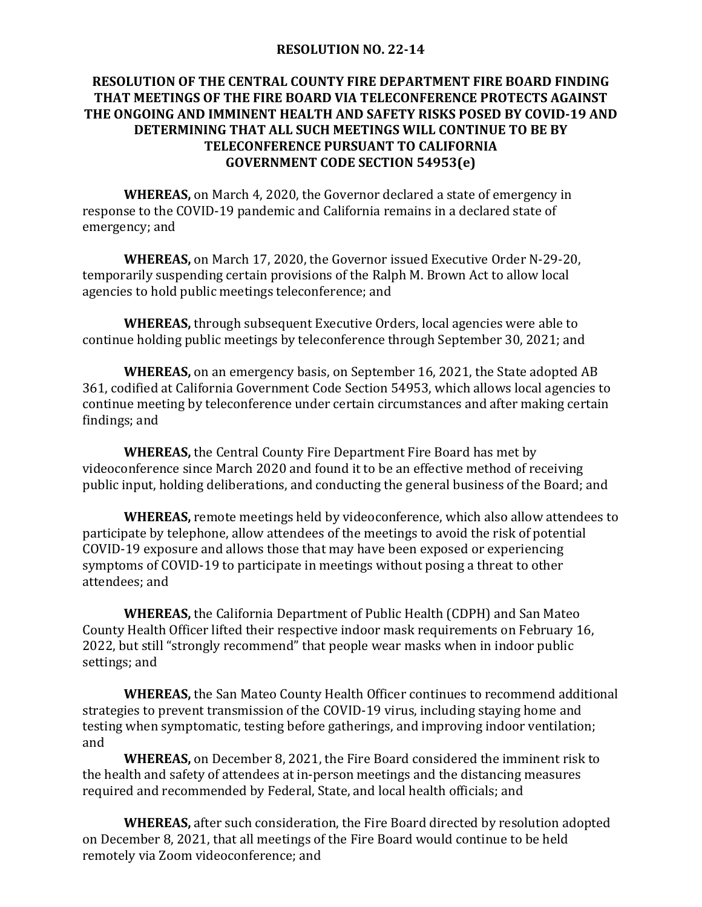**RESOLUTION NO. 22-14**

**RESOLUTION OF THE CENTRAL COUNTY FIRE DEPARTMENT FIRE BOARD FINDING THAT MEETINGS OF THE FIRE BOARD VIA TELECONFERENCE PROTECTS AGAINST THE ONGOING AND IMMINENT HEALTH AND SAFETY RISKS POSED BY COVID-19 AND DETERMINING THAT ALL SUCH MEETINGS WILL CONTINUE TO BE BY TELECONFERENCE PURSUANT TO CALIFORNIA GOVERNMENT CODE SECTION 54953(e)**

**WHEREAS,** on March 4, 2020, the Governor declared a state of emergency in response to the COVID-19 pandemic and California remains in a declared state of emergency; and

**WHEREAS,** on March 17, 2020, the Governor issued Executive Order N-29-20, temporarily suspending certain provisions of the Ralph M. Brown Act to allow local agencies to hold public meetings teleconference; and

**WHEREAS,** through subsequent Executive Orders, local agencies were able to continue holding public meetings by teleconference through September 30, 2021; and

**WHEREAS,** on an emergency basis, on September 16, 2021, the State adopted AB 361, codified at California Government Code Section 54953, which allows local agencies to continue meeting by teleconference under certain circumstances and after making certain findings; and

**WHEREAS,** the Central County Fire Department Fire Board has met by videoconference since March 2020 and found it to be an effective method of receiving public input, holding deliberations, and conducting the general business of the Board; and

**WHEREAS,** remote meetings held by videoconference, which also allow attendees to participate by telephone, allow attendees of the meetings to avoid the risk of potential COVID-19 exposure and allows those that may have been exposed or experiencing symptoms of COVID-19 to participate in meetings without posing a threat to other attendees; and

**WHEREAS,** the California Department of Public Health (CDPH) and San Mateo County Health Officer lifted their respective indoor mask requirements on February 16, 2022, but still "strongly recommend" that people wear masks when in indoor public settings; and

**WHEREAS,** the San Mateo County Health Officer continues to recommend additional strategies to prevent transmission of the COVID-19 virus, including staying home and testing when symptomatic, testing before gatherings, and improving indoor ventilation; and

**WHEREAS,** on December 8, 2021, the Fire Board considered the imminent risk to the health and safety of attendees at in-person meetings and the distancing measures required and recommended by Federal, State, and local health officials; and

**WHEREAS,** after such consideration, the Fire Board directed by resolution adopted on December 8, 2021, that all meetings of the Fire Board would continue to be held remotely via Zoom videoconference; and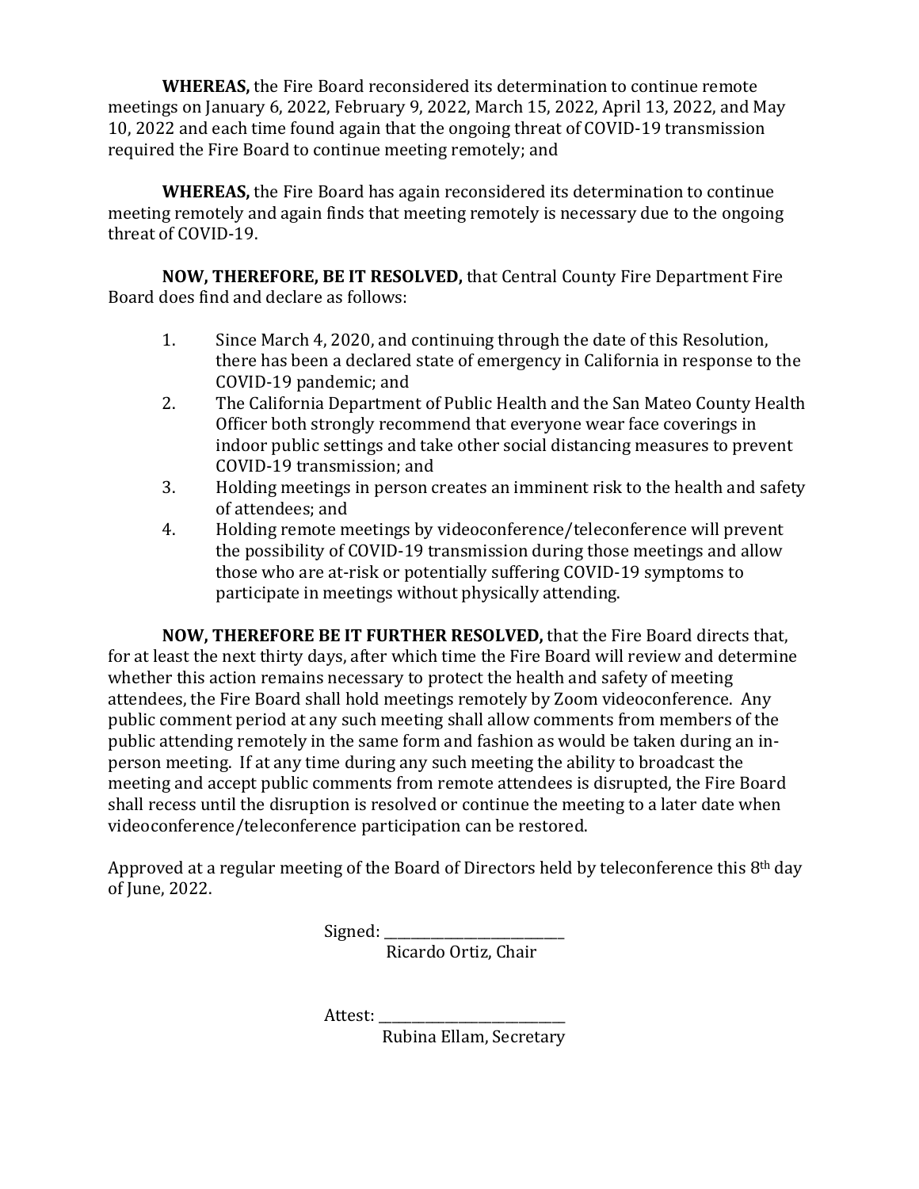**WHEREAS,** the Fire Board reconsidered its determination to continue remote meetings on January 6, 2022, February 9, 2022, March 15, 2022, April 13, 2022, and May 10, 2022 and each time found again that the ongoing threat of COVID-19 transmission required the Fire Board to continue meeting remotely; and

**WHEREAS,** the Fire Board has again reconsidered its determination to continue meeting remotely and again finds that meeting remotely is necessary due to the ongoing threat of COVID-19.

**NOW, THEREFORE, BE IT RESOLVED,** that Central County Fire Department Fire Board does find and declare as follows:

1. Since March 4, 2020, and continuing through the date of this Resolution, there has been a declared state of emergency in California in response to the COVID-19 pandemic; and
2. The California Department of Public Health and the San Mateo County Health Officer both strongly recommend that everyone wear face coverings in indoor public settings and take other social distancing measures to prevent COVID-19 transmission; and
3. Holding meetings in person creates an imminent risk to the health and safety of attendees; and
4. Holding remote meetings by videoconference/teleconference will prevent the possibility of COVID-19 transmission during those meetings and allow those who are at-risk or potentially suffering COVID-19 symptoms to participate in meetings without physically attending.

**NOW, THEREFORE BE IT FURTHER RESOLVED,** that the Fire Board directs that, for at least the next thirty days, after which time the Fire Board will review and determine whether this action remains necessary to protect the health and safety of meeting attendees, the Fire Board shall hold meetings remotely by Zoom videoconference. Any public comment period at any such meeting shall allow comments from members of the public attending remotely in the same form and fashion as would be taken during an in-person meeting. If at any time during any such meeting the ability to broadcast the meeting and accept public comments from remote attendees is disrupted, the Fire Board shall recess until the disruption is resolved or continue the meeting to a later date when videoconference/teleconference participation can be restored.

Approved at a regular meeting of the Board of Directors held by teleconference this 8th day of June, 2022.

Signed: ___________________________
Ricardo Ortiz, Chair

Attest: ___________________________
Rubina Ellam, Secretary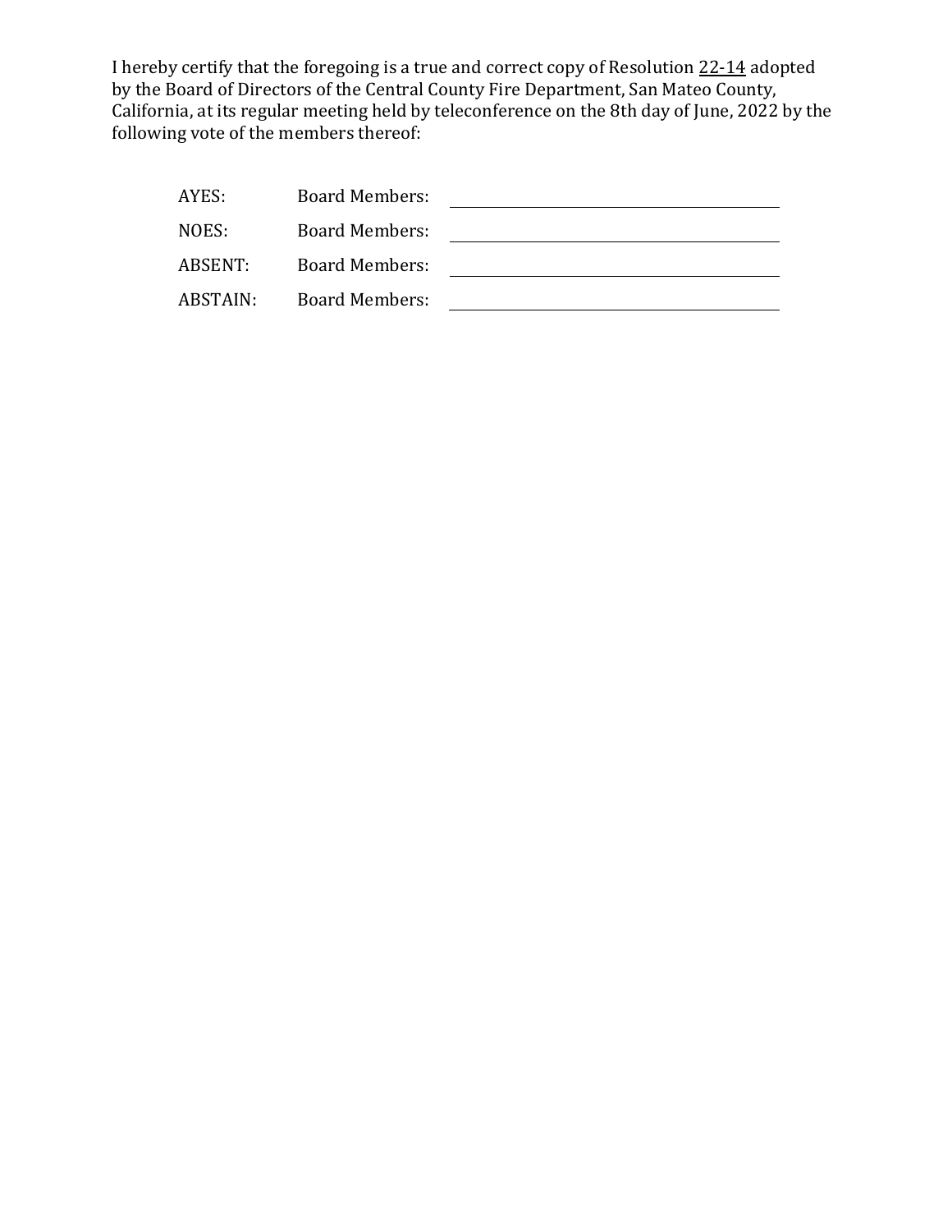I hereby certify that the foregoing is a true and correct copy of Resolution 22-14 adopted by the Board of Directors of the Central County Fire Department, San Mateo County, California, at its regular meeting held by teleconference on the 8th day of June, 2022 by the following vote of the members thereof:

| | | |
|---|---|---|
| AYES: | Board Members: | ______________________________ |
| NOES: | Board Members: | ______________________________ |
| ABSENT: | Board Members: | ______________________________ |
| ABSTAIN: | Board Members: | ______________________________ |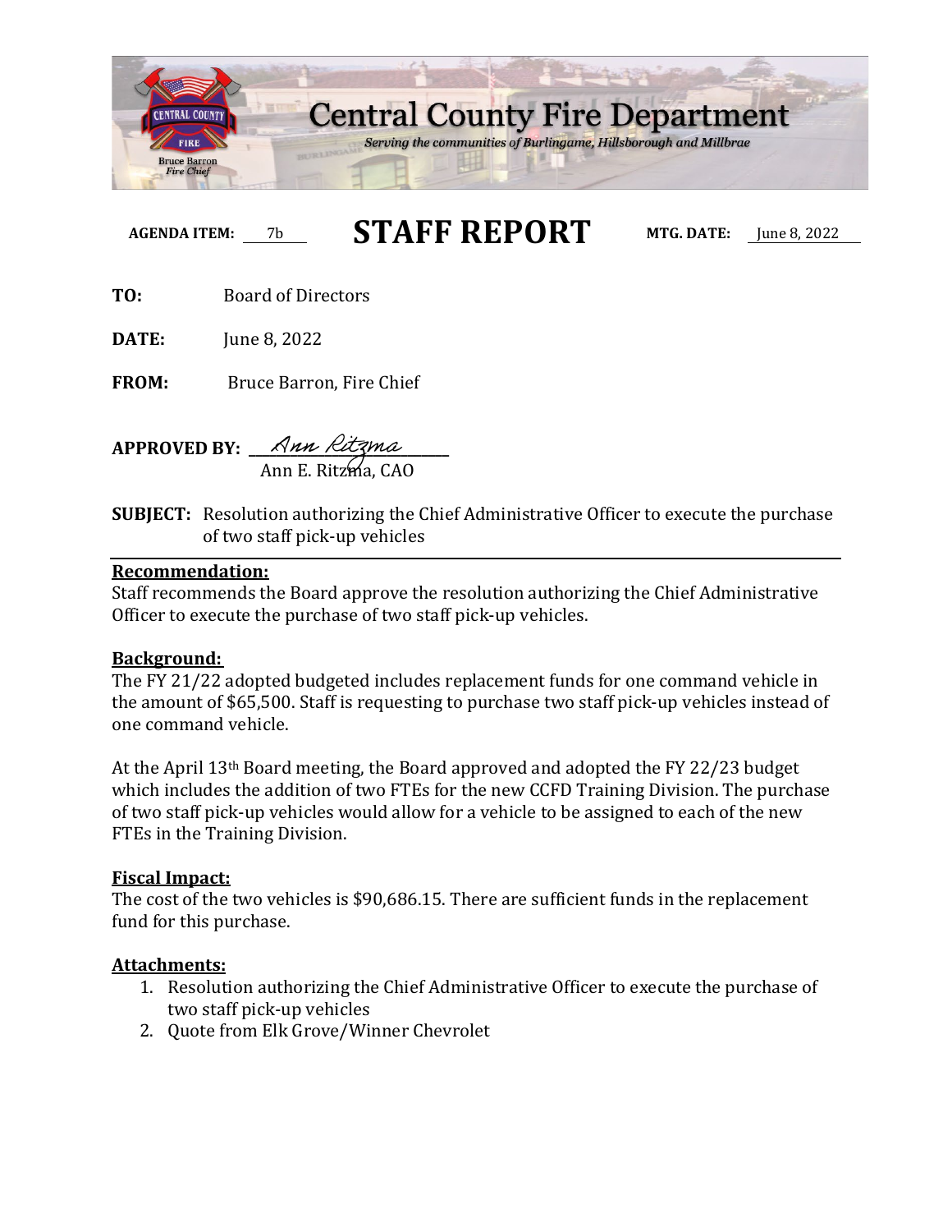# Central County Fire Department

*Serving the communities of Burlingame, Hillsborough and Millbrae*

Bruce Barron
*Fire Chief*

**AGENDA ITEM:** 7b

# STAFF REPORT

**MTG. DATE:** June 8, 2022

**TO:** Board of Directors

**DATE:** June 8, 2022

**FROM:** Bruce Barron, Fire Chief

**APPROVED BY:** *Ann Ritzma*
Ann E. Ritzma, CAO

**SUBJECT:** Resolution authorizing the Chief Administrative Officer to execute the purchase of two staff pick-up vehicles

---

**Recommendation:**

Staff recommends the Board approve the resolution authorizing the Chief Administrative Officer to execute the purchase of two staff pick-up vehicles.

**Background:**

The FY 21/22 adopted budgeted includes replacement funds for one command vehicle in the amount of $65,500. Staff is requesting to purchase two staff pick-up vehicles instead of one command vehicle.

At the April 13th Board meeting, the Board approved and adopted the FY 22/23 budget which includes the addition of two FTEs for the new CCFD Training Division. The purchase of two staff pick-up vehicles would allow for a vehicle to be assigned to each of the new FTEs in the Training Division.

**Fiscal Impact:**

The cost of the two vehicles is $90,686.15. There are sufficient funds in the replacement fund for this purchase.

**Attachments:**

1. Resolution authorizing the Chief Administrative Officer to execute the purchase of two staff pick-up vehicles
2. Quote from Elk Grove/Winner Chevrolet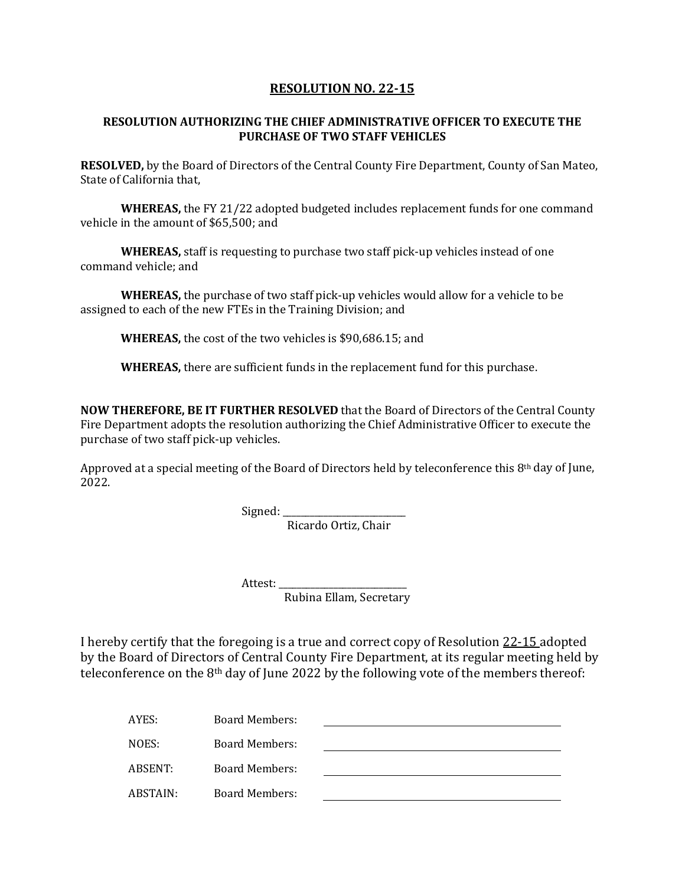# RESOLUTION NO. 22-15

## RESOLUTION AUTHORIZING THE CHIEF ADMINISTRATIVE OFFICER TO EXECUTE THE PURCHASE OF TWO STAFF VEHICLES

**RESOLVED,** by the Board of Directors of the Central County Fire Department, County of San Mateo, State of California that,

**WHEREAS,** the FY 21/22 adopted budgeted includes replacement funds for one command vehicle in the amount of $65,500; and

**WHEREAS,** staff is requesting to purchase two staff pick-up vehicles instead of one command vehicle; and

**WHEREAS,** the purchase of two staff pick-up vehicles would allow for a vehicle to be assigned to each of the new FTEs in the Training Division; and

**WHEREAS,** the cost of the two vehicles is $90,686.15; and

**WHEREAS,** there are sufficient funds in the replacement fund for this purchase.

**NOW THEREFORE, BE IT FURTHER RESOLVED** that the Board of Directors of the Central County Fire Department adopts the resolution authorizing the Chief Administrative Officer to execute the purchase of two staff pick-up vehicles.

Approved at a special meeting of the Board of Directors held by teleconference this 8th day of June, 2022.

Signed: ________________________
Ricardo Ortiz, Chair

Attest: ________________________
Rubina Ellam, Secretary

I hereby certify that the foregoing is a true and correct copy of Resolution 22-15 adopted by the Board of Directors of Central County Fire Department, at its regular meeting held by teleconference on the 8th day of June 2022 by the following vote of the members thereof:

| | | |
|---|---|---|
| AYES: | Board Members: | ________________________ |
| NOES: | Board Members: | ________________________ |
| ABSENT: | Board Members: | ________________________ |
| ABSTAIN: | Board Members: | ________________________ |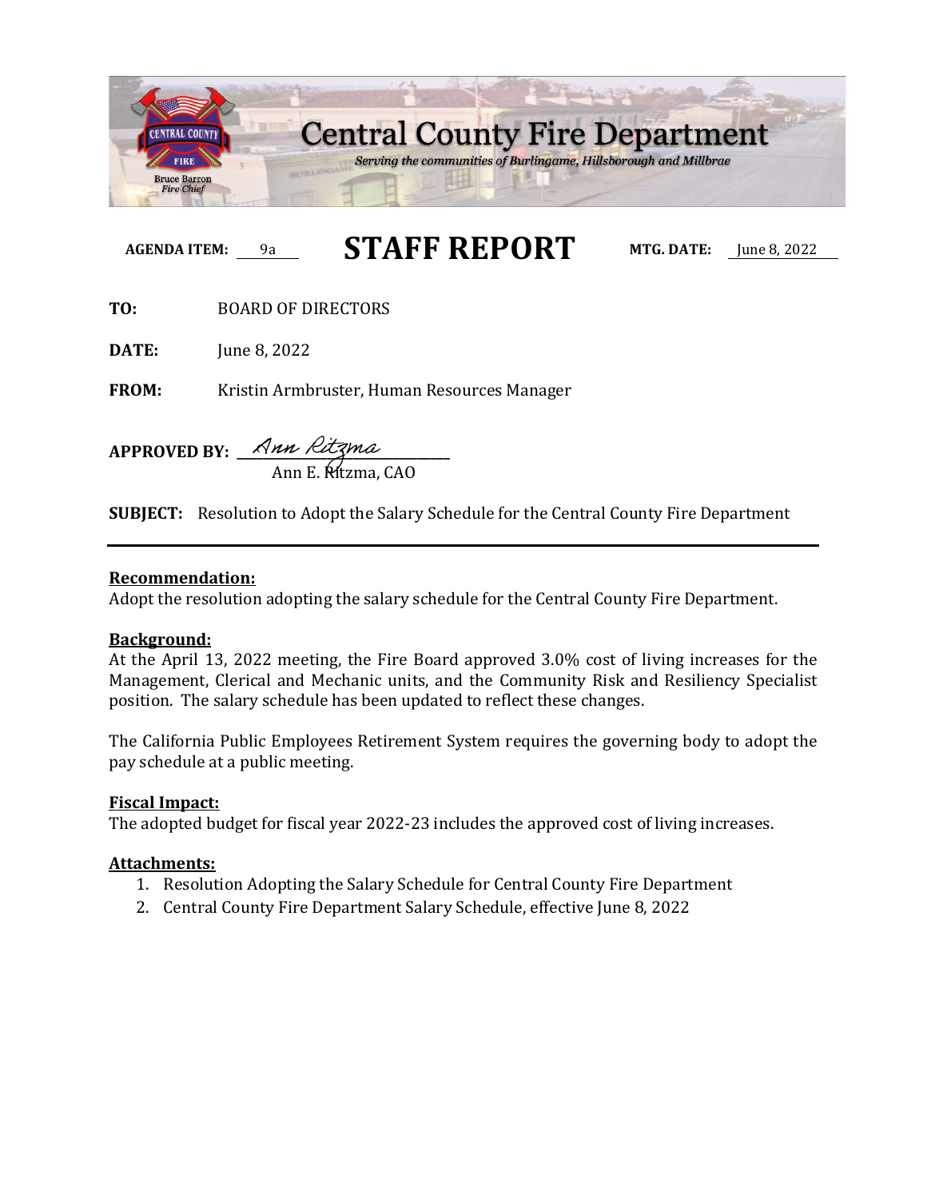# Central County Fire Department

*Serving the communities of Burlingame, Hillsborough and Millbrae*

Bruce Barron
*Fire Chief*

**AGENDA ITEM:** 9a

# STAFF REPORT

**MTG. DATE:** June 8, 2022

**TO:** BOARD OF DIRECTORS

**DATE:** June 8, 2022

**FROM:** Kristin Armbruster, Human Resources Manager

**APPROVED BY:** Ann Ritzma
Ann E. Ritzma, CAO

**SUBJECT:** Resolution to Adopt the Salary Schedule for the Central County Fire Department

---

**Recommendation:**

Adopt the resolution adopting the salary schedule for the Central County Fire Department.

**Background:**

At the April 13, 2022 meeting, the Fire Board approved 3.0% cost of living increases for the Management, Clerical and Mechanic units, and the Community Risk and Resiliency Specialist position. The salary schedule has been updated to reflect these changes.

The California Public Employees Retirement System requires the governing body to adopt the pay schedule at a public meeting.

**Fiscal Impact:**

The adopted budget for fiscal year 2022-23 includes the approved cost of living increases.

**Attachments:**

1. Resolution Adopting the Salary Schedule for Central County Fire Department
2. Central County Fire Department Salary Schedule, effective June 8, 2022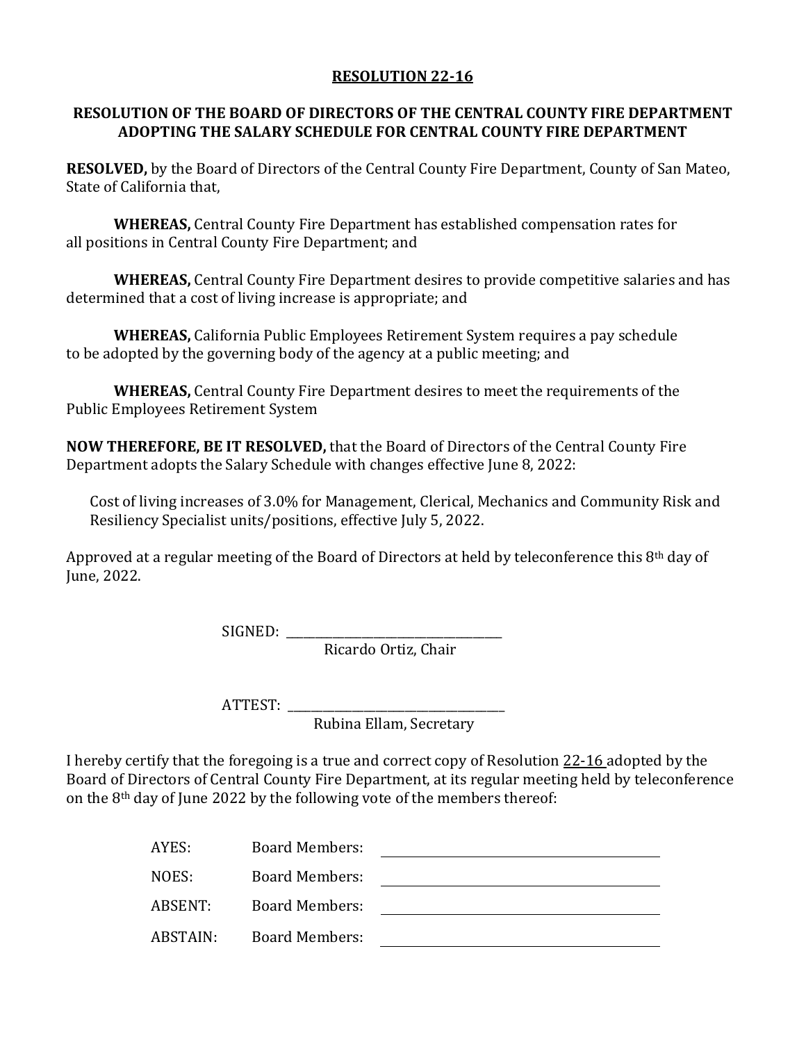**RESOLUTION 22-16**

**RESOLUTION OF THE BOARD OF DIRECTORS OF THE CENTRAL COUNTY FIRE DEPARTMENT ADOPTING THE SALARY SCHEDULE FOR CENTRAL COUNTY FIRE DEPARTMENT**

**RESOLVED,** by the Board of Directors of the Central County Fire Department, County of San Mateo, State of California that,

**WHEREAS,** Central County Fire Department has established compensation rates for all positions in Central County Fire Department; and

**WHEREAS,** Central County Fire Department desires to provide competitive salaries and has determined that a cost of living increase is appropriate; and

**WHEREAS,** California Public Employees Retirement System requires a pay schedule to be adopted by the governing body of the agency at a public meeting; and

**WHEREAS,** Central County Fire Department desires to meet the requirements of the Public Employees Retirement System

**NOW THEREFORE, BE IT RESOLVED,** that the Board of Directors of the Central County Fire Department adopts the Salary Schedule with changes effective June 8, 2022:

Cost of living increases of 3.0% for Management, Clerical, Mechanics and Community Risk and Resiliency Specialist units/positions, effective July 5, 2022.

Approved at a regular meeting of the Board of Directors at held by teleconference this 8th day of June, 2022.

SIGNED: ___________________________________
Ricardo Ortiz, Chair

ATTEST: ___________________________________
Rubina Ellam, Secretary

I hereby certify that the foregoing is a true and correct copy of Resolution 22-16 adopted by the Board of Directors of Central County Fire Department, at its regular meeting held by teleconference on the 8th day of June 2022 by the following vote of the members thereof:

AYES: Board Members: ___________________________________

NOES: Board Members: ___________________________________

ABSENT: Board Members: ___________________________________

ABSTAIN: Board Members: ___________________________________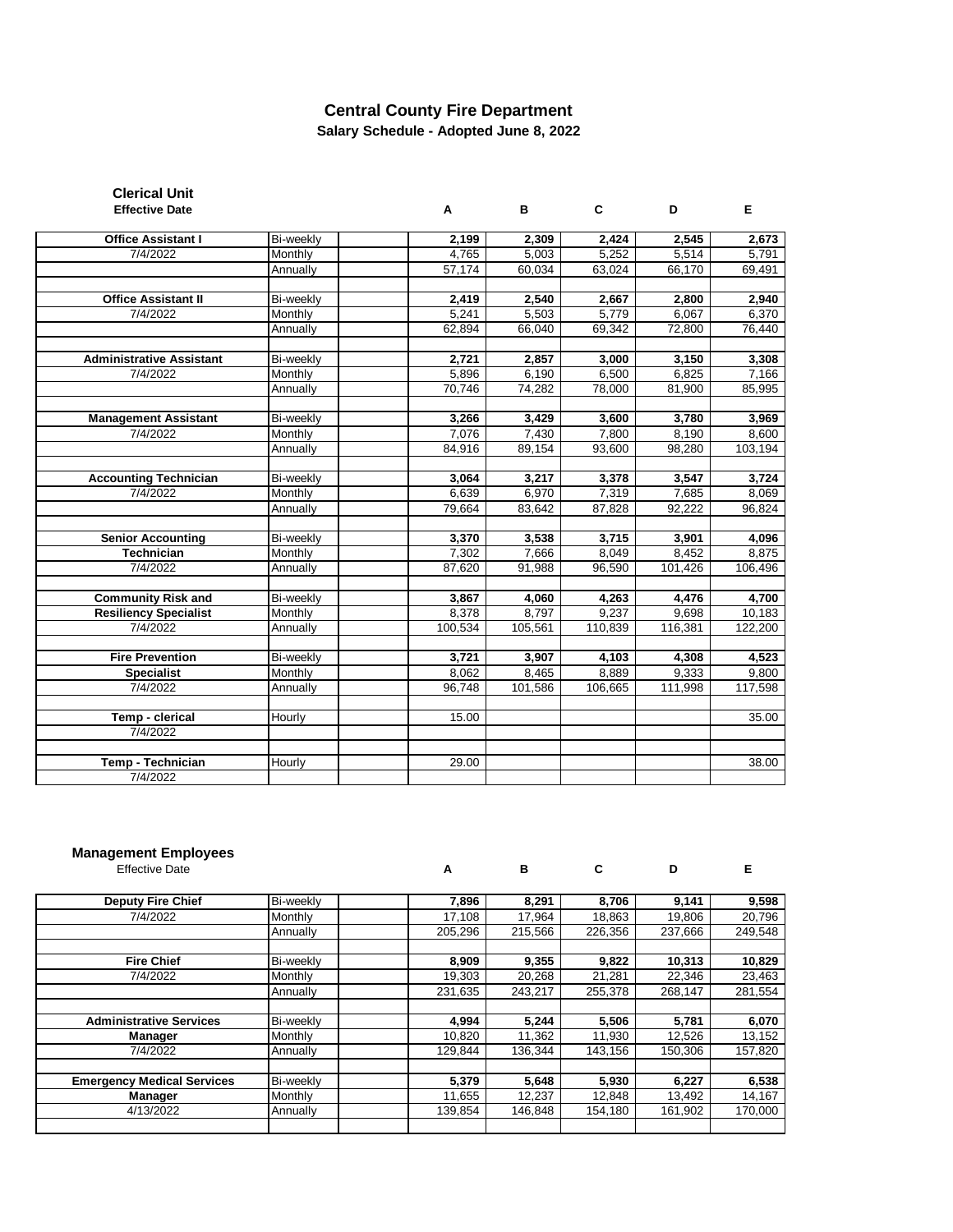# Central County Fire Department

## Salary Schedule - Adopted June 8, 2022

### Clerical Unit

| Effective Date | | | A | B | C | D | E |
|---|---|---|---|---|---|---|---|
| **Office Assistant I** | Bi-weekly | | **2,199** | **2,309** | **2,424** | **2,545** | **2,673** |
| 7/4/2022 | Monthly | | 4,765 | 5,003 | 5,252 | 5,514 | 5,791 |
| | Annually | | 57,174 | 60,034 | 63,024 | 66,170 | 69,491 |
| | | | | | | | |
| **Office Assistant II** | Bi-weekly | | **2,419** | **2,540** | **2,667** | **2,800** | **2,940** |
| 7/4/2022 | Monthly | | 5,241 | 5,503 | 5,779 | 6,067 | 6,370 |
| | Annually | | 62,894 | 66,040 | 69,342 | 72,800 | 76,440 |
| | | | | | | | |
| **Administrative Assistant** | Bi-weekly | | **2,721** | **2,857** | **3,000** | **3,150** | **3,308** |
| 7/4/2022 | Monthly | | 5,896 | 6,190 | 6,500 | 6,825 | 7,166 |
| | Annually | | 70,746 | 74,282 | 78,000 | 81,900 | 85,995 |
| | | | | | | | |
| **Management Assistant** | Bi-weekly | | **3,266** | **3,429** | **3,600** | **3,780** | **3,969** |
| 7/4/2022 | Monthly | | 7,076 | 7,430 | 7,800 | 8,190 | 8,600 |
| | Annually | | 84,916 | 89,154 | 93,600 | 98,280 | 103,194 |
| | | | | | | | |
| **Accounting Technician** | Bi-weekly | | **3,064** | **3,217** | **3,378** | **3,547** | **3,724** |
| 7/4/2022 | Monthly | | 6,639 | 6,970 | 7,319 | 7,685 | 8,069 |
| | Annually | | 79,664 | 83,642 | 87,828 | 92,222 | 96,824 |
| | | | | | | | |
| **Senior Accounting** | Bi-weekly | | **3,370** | **3,538** | **3,715** | **3,901** | **4,096** |
| **Technician** | Monthly | | 7,302 | 7,666 | 8,049 | 8,452 | 8,875 |
| 7/4/2022 | Annually | | 87,620 | 91,988 | 96,590 | 101,426 | 106,496 |
| | | | | | | | |
| **Community Risk and** | Bi-weekly | | **3,867** | **4,060** | **4,263** | **4,476** | **4,700** |
| **Resiliency Specialist** | Monthly | | 8,378 | 8,797 | 9,237 | 9,698 | 10,183 |
| 7/4/2022 | Annually | | 100,534 | 105,561 | 110,839 | 116,381 | 122,200 |
| | | | | | | | |
| **Fire Prevention** | Bi-weekly | | **3,721** | **3,907** | **4,103** | **4,308** | **4,523** |
| **Specialist** | Monthly | | 8,062 | 8,465 | 8,889 | 9,333 | 9,800 |
| 7/4/2022 | Annually | | 96,748 | 101,586 | 106,665 | 111,998 | 117,598 |
| | | | | | | | |
| **Temp - clerical** | Hourly | | 15.00 | | | | 35.00 |
| 7/4/2022 | | | | | | | |
| | | | | | | | |
| **Temp - Technician** | Hourly | | 29.00 | | | | 38.00 |
| 7/4/2022 | | | | | | | |

### Management Employees

| Effective Date | | | A | B | C | D | E |
|---|---|---|---|---|---|---|---|
| **Deputy Fire Chief** | Bi-weekly | | **7,896** | **8,291** | **8,706** | **9,141** | **9,598** |
| 7/4/2022 | Monthly | | 17,108 | 17,964 | 18,863 | 19,806 | 20,796 |
| | Annually | | 205,296 | 215,566 | 226,356 | 237,666 | 249,548 |
| | | | | | | | |
| **Fire Chief** | Bi-weekly | | **8,909** | **9,355** | **9,822** | **10,313** | **10,829** |
| 7/4/2022 | Monthly | | 19,303 | 20,268 | 21,281 | 22,346 | 23,463 |
| | Annually | | 231,635 | 243,217 | 255,378 | 268,147 | 281,554 |
| | | | | | | | |
| **Administrative Services** | Bi-weekly | | **4,994** | **5,244** | **5,506** | **5,781** | **6,070** |
| **Manager** | Monthly | | 10,820 | 11,362 | 11,930 | 12,526 | 13,152 |
| 7/4/2022 | Annually | | 129,844 | 136,344 | 143,156 | 150,306 | 157,820 |
| | | | | | | | |
| **Emergency Medical Services** | Bi-weekly | | **5,379** | **5,648** | **5,930** | **6,227** | **6,538** |
| **Manager** | Monthly | | 11,655 | 12,237 | 12,848 | 13,492 | 14,167 |
| 4/13/2022 | Annually | | 139,854 | 146,848 | 154,180 | 161,902 | 170,000 |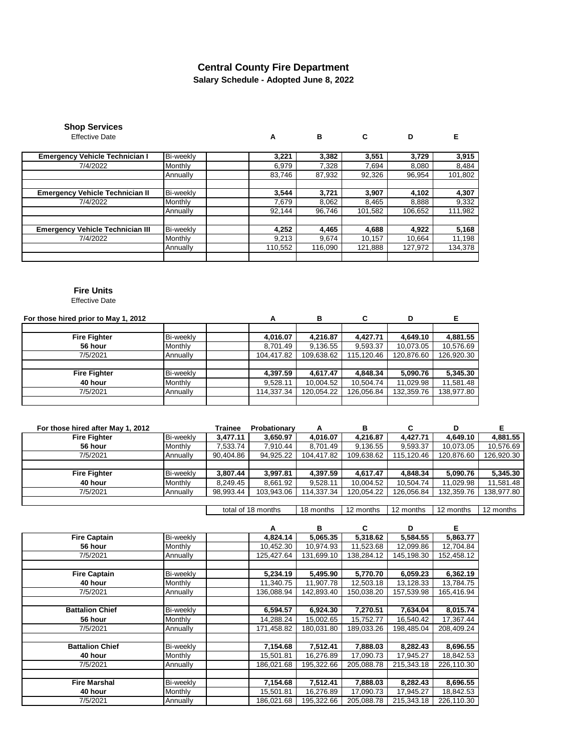# Central County Fire Department

## Salary Schedule - Adopted June 8, 2022

### Shop Services

Effective Date

| | | | A | B | C | D | E |
|---|---|---|---|---|---|---|---|
| **Emergency Vehicle Technician I** | Bi-weekly | | **3,221** | **3,382** | **3,551** | **3,729** | **3,915** |
| 7/4/2022 | Monthly | | 6,979 | 7,328 | 7,694 | 8,080 | 8,484 |
| | Annually | | 83,746 | 87,932 | 92,326 | 96,954 | 101,802 |
| **Emergency Vehicle Technician II** | Bi-weekly | | **3,544** | **3,721** | **3,907** | **4,102** | **4,307** |
| 7/4/2022 | Monthly | | 7,679 | 8,062 | 8,465 | 8,888 | 9,332 |
| | Annually | | 92,144 | 96,746 | 101,582 | 106,652 | 111,982 |
| **Emergency Vehicle Technician III** | Bi-weekly | | **4,252** | **4,465** | **4,688** | **4,922** | **5,168** |
| 7/4/2022 | Monthly | | 9,213 | 9,674 | 10,157 | 10,664 | 11,198 |
| | Annually | | 110,552 | 116,090 | 121,888 | 127,972 | 134,378 |

### Fire Units

Effective Date

| **For those hired prior to May 1, 2012** | | | A | B | C | D | E |
|---|---|---|---|---|---|---|---|
| **Fire Fighter** | Bi-weekly | | **4,016.07** | **4,216.87** | **4,427.71** | **4,649.10** | **4,881.55** |
| **56 hour** | Monthly | | 8,701.49 | 9,136.55 | 9,593.37 | 10,073.05 | 10,576.69 |
| 7/5/2021 | Annually | | 104,417.82 | 109,638.62 | 115,120.46 | 120,876.60 | 126,920.30 |
| **Fire Fighter** | Bi-weekly | | **4,397.59** | **4,617.47** | **4,848.34** | **5,090.76** | **5,345.30** |
| **40 hour** | Monthly | | 9,528.11 | 10,004.52 | 10,504.74 | 11,029.98 | 11,581.48 |
| 7/5/2021 | Annually | | 114,337.34 | 120,054.22 | 126,056.84 | 132,359.76 | 138,977.80 |

| **For those hired after May 1, 2012** | | **Trainee** | **Probationary** | A | B | C | D | E |
|---|---|---|---|---|---|---|---|---|
| **Fire Fighter** | Bi-weekly | **3,477.11** | **3,650.97** | **4,016.07** | **4,216.87** | **4,427.71** | **4,649.10** | **4,881.55** |
| **56 hour** | Monthly | 7,533.74 | 7,910.44 | 8,701.49 | 9,136.55 | 9,593.37 | 10,073.05 | 10,576.69 |
| 7/5/2021 | Annually | 90,404.86 | 94,925.22 | 104,417.82 | 109,638.62 | 115,120.46 | 120,876.60 | 126,920.30 |
| **Fire Fighter** | Bi-weekly | **3,807.44** | **3,997.81** | **4,397.59** | **4,617.47** | **4,848.34** | **5,090.76** | **5,345.30** |
| **40 hour** | Monthly | 8,249.45 | 8,661.92 | 9,528.11 | 10,004.52 | 10,504.74 | 11,029.98 | 11,581.48 |
| 7/5/2021 | Annually | 98,993.44 | 103,943.06 | 114,337.34 | 120,054.22 | 126,056.84 | 132,359.76 | 138,977.80 |
| | | total of 18 months | | 18 months | 12 months | 12 months | 12 months | 12 months |

| | | | A | B | C | D | E |
|---|---|---|---|---|---|---|---|
| **Fire Captain** | Bi-weekly | | **4,824.14** | **5,065.35** | **5,318.62** | **5,584.55** | **5,863.77** |
| **56 hour** | Monthly | | 10,452.30 | 10,974.93 | 11,523.68 | 12,099.86 | 12,704.84 |
| 7/5/2021 | Annually | | 125,427.64 | 131,699.10 | 138,284.12 | 145,198.30 | 152,458.12 |
| **Fire Captain** | Bi-weekly | | **5,234.19** | **5,495.90** | **5,770.70** | **6,059.23** | **6,362.19** |
| **40 hour** | Monthly | | 11,340.75 | 11,907.78 | 12,503.18 | 13,128.33 | 13,784.75 |
| 7/5/2021 | Annually | | 136,088.94 | 142,893.40 | 150,038.20 | 157,539.98 | 165,416.94 |
| **Battalion Chief** | Bi-weekly | | **6,594.57** | **6,924.30** | **7,270.51** | **7,634.04** | **8,015.74** |
| **56 hour** | Monthly | | 14,288.24 | 15,002.65 | 15,752.77 | 16,540.42 | 17,367.44 |
| 7/5/2021 | Annually | | 171,458.82 | 180,031.80 | 189,033.26 | 198,485.04 | 208,409.24 |
| **Battalion Chief** | Bi-weekly | | **7,154.68** | **7,512.41** | **7,888.03** | **8,282.43** | **8,696.55** |
| **40 hour** | Monthly | | 15,501.81 | 16,276.89 | 17,090.73 | 17,945.27 | 18,842.53 |
| 7/5/2021 | Annually | | 186,021.68 | 195,322.66 | 205,088.78 | 215,343.18 | 226,110.30 |
| **Fire Marshal** | Bi-weekly | | **7,154.68** | **7,512.41** | **7,888.03** | **8,282.43** | **8,696.55** |
| **40 hour** | Monthly | | 15,501.81 | 16,276.89 | 17,090.73 | 17,945.27 | 18,842.53 |
| 7/5/2021 | Annually | | 186,021.68 | 195,322.66 | 205,088.78 | 215,343.18 | 226,110.30 |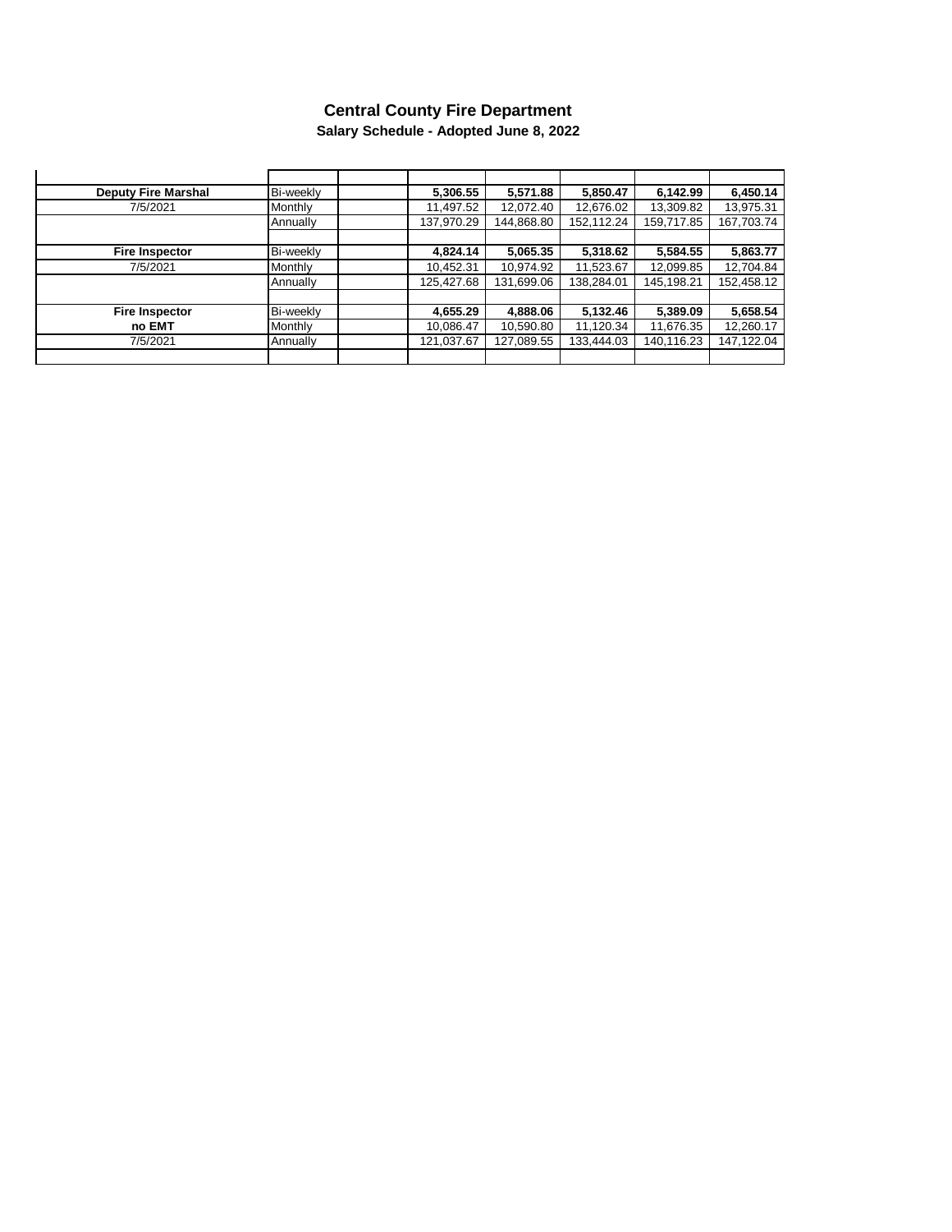# Central County Fire Department

## Salary Schedule - Adopted June 8, 2022

| | | | | | | | |
|---|---|---|---|---|---|---|---|
| | | | | | | | |
| **Deputy Fire Marshal** | Bi-weekly | | **5,306.55** | **5,571.88** | **5,850.47** | **6,142.99** | **6,450.14** |
| 7/5/2021 | Monthly | | 11,497.52 | 12,072.40 | 12,676.02 | 13,309.82 | 13,975.31 |
| | Annually | | 137,970.29 | 144,868.80 | 152,112.24 | 159,717.85 | 167,703.74 |
| | | | | | | | |
| **Fire Inspector** | Bi-weekly | | **4,824.14** | **5,065.35** | **5,318.62** | **5,584.55** | **5,863.77** |
| 7/5/2021 | Monthly | | 10,452.31 | 10,974.92 | 11,523.67 | 12,099.85 | 12,704.84 |
| | Annually | | 125,427.68 | 131,699.06 | 138,284.01 | 145,198.21 | 152,458.12 |
| | | | | | | | |
| **Fire Inspector** | Bi-weekly | | **4,655.29** | **4,888.06** | **5,132.46** | **5,389.09** | **5,658.54** |
| **no EMT** | Monthly | | 10,086.47 | 10,590.80 | 11,120.34 | 11,676.35 | 12,260.17 |
| 7/5/2021 | Annually | | 121,037.67 | 127,089.55 | 133,444.03 | 140,116.23 | 147,122.04 |
| | | | | | | | |